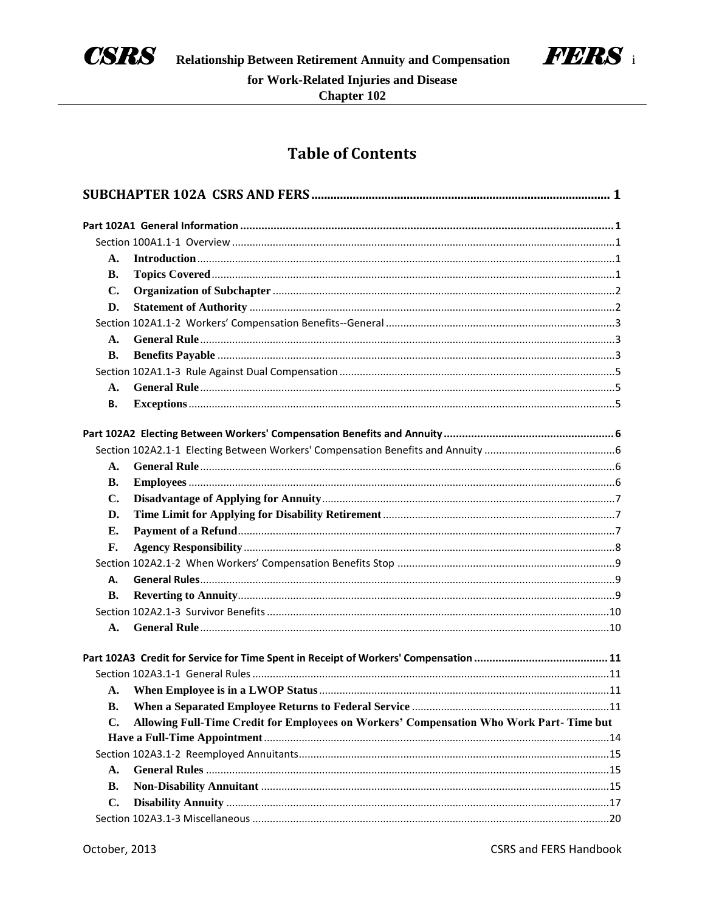# Table of Contents

**SUBCHAPTER 102A CSRS AND FERS** .......... 1

**Part 102A1 General Information** .......... 1

- Section 100A1.1-1 Overview .......... 1
  - **A. Introduction** .......... 1
  - **B. Topics Covered** .......... 1
  - **C. Organization of Subchapter** .......... 2
  - **D. Statement of Authority** .......... 2
- Section 102A1.1-2 Workers' Compensation Benefits--General .......... 3
  - **A. General Rule** .......... 3
  - **B. Benefits Payable** .......... 3
- Section 102A1.1-3 Rule Against Dual Compensation .......... 5
  - **A. General Rule** .......... 5
  - **B. Exceptions** .......... 5

**Part 102A2 Electing Between Workers' Compensation Benefits and Annuity** .......... 6

- Section 102A2.1-1 Electing Between Workers' Compensation Benefits and Annuity .......... 6
  - **A. General Rule** .......... 6
  - **B. Employees** .......... 6
  - **C. Disadvantage of Applying for Annuity** .......... 7
  - **D. Time Limit for Applying for Disability Retirement** .......... 7
  - **E. Payment of a Refund** .......... 7
  - **F. Agency Responsibility** .......... 8
- Section 102A2.1-2 When Workers' Compensation Benefits Stop .......... 9
  - **A. General Rules** .......... 9
  - **B. Reverting to Annuity** .......... 9
- Section 102A2.1-3 Survivor Benefits .......... 10
  - **A. General Rule** .......... 10

**Part 102A3 Credit for Service for Time Spent in Receipt of Workers' Compensation** .......... 11

- Section 102A3.1-1 General Rules .......... 11
  - **A. When Employee is in a LWOP Status** .......... 11
  - **B. When a Separated Employee Returns to Federal Service** .......... 11
  - **C. Allowing Full-Time Credit for Employees on Workers' Compensation Who Work Part- Time but Have a Full-Time Appointment** .......... 14
- Section 102A3.1-2 Reemployed Annuitants .......... 15
  - **A. General Rules** .......... 15
  - **B. Non-Disability Annuitant** .......... 15
  - **C. Disability Annuity** .......... 17
- Section 102A3.1-3 Miscellaneous .......... 20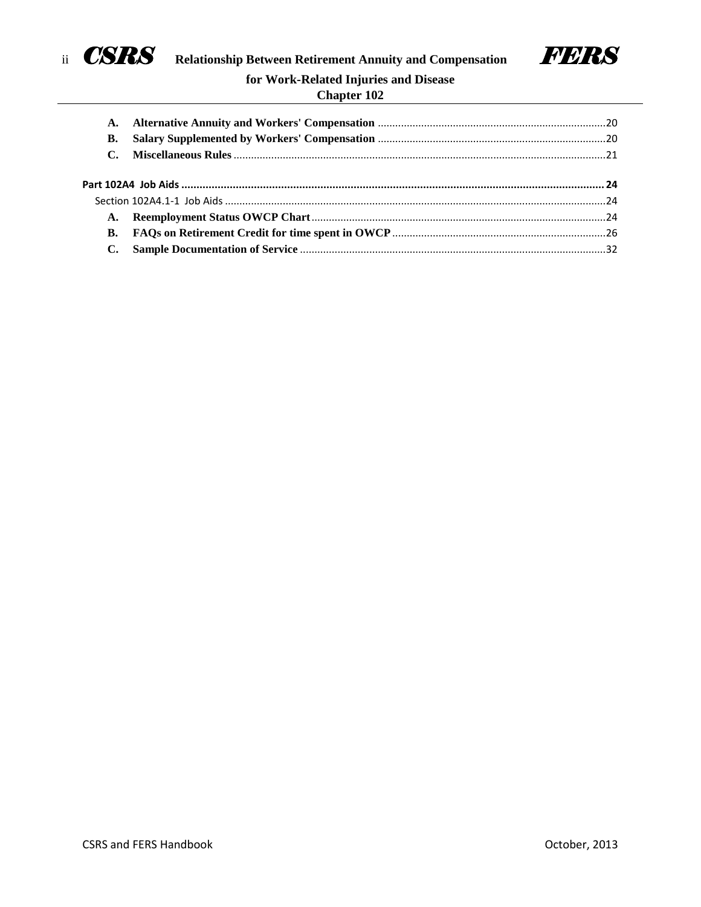A. **Alternative Annuity and Workers' Compensation** ....................20
B. **Salary Supplemented by Workers' Compensation** ....................20
C. **Miscellaneous Rules** ....................21

**Part 102A4 Job Aids .................... 24**

Section 102A4.1-1 Job Aids ....................24

A. **Reemployment Status OWCP Chart** ....................24
B. **FAQs on Retirement Credit for time spent in OWCP** ....................26
C. **Sample Documentation of Service** ....................32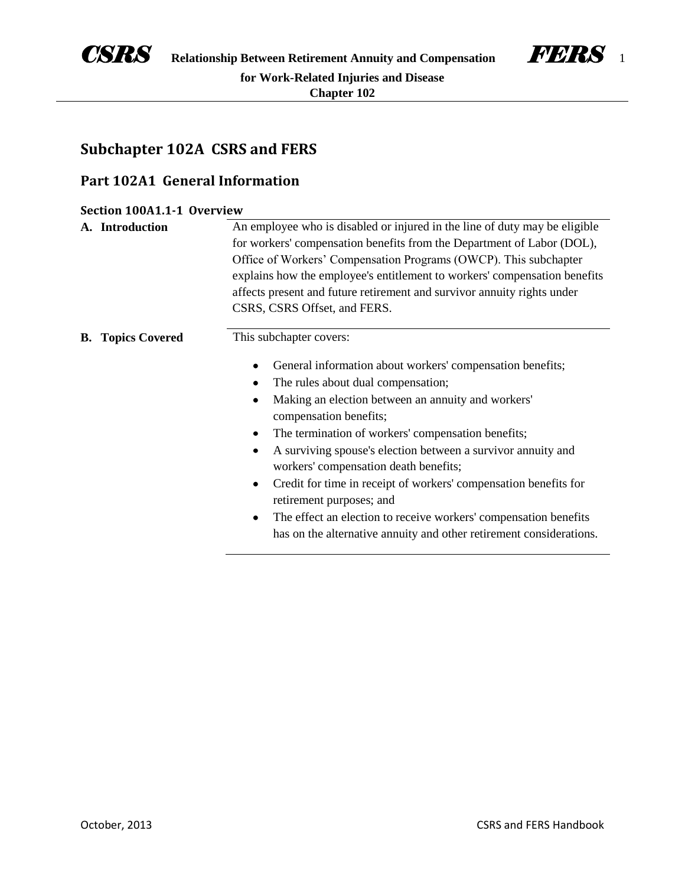# Subchapter 102A CSRS and FERS

## Part 102A1 General Information

### Section 100A1.1-1 Overview

**A. Introduction**

An employee who is disabled or injured in the line of duty may be eligible for workers' compensation benefits from the Department of Labor (DOL), Office of Workers' Compensation Programs (OWCP). This subchapter explains how the employee's entitlement to workers' compensation benefits affects present and future retirement and survivor annuity rights under CSRS, CSRS Offset, and FERS.

**B. Topics Covered**

This subchapter covers:

- General information about workers' compensation benefits;
- The rules about dual compensation;
- Making an election between an annuity and workers' compensation benefits;
- The termination of workers' compensation benefits;
- A surviving spouse's election between a survivor annuity and workers' compensation death benefits;
- Credit for time in receipt of workers' compensation benefits for retirement purposes; and
- The effect an election to receive workers' compensation benefits has on the alternative annuity and other retirement considerations.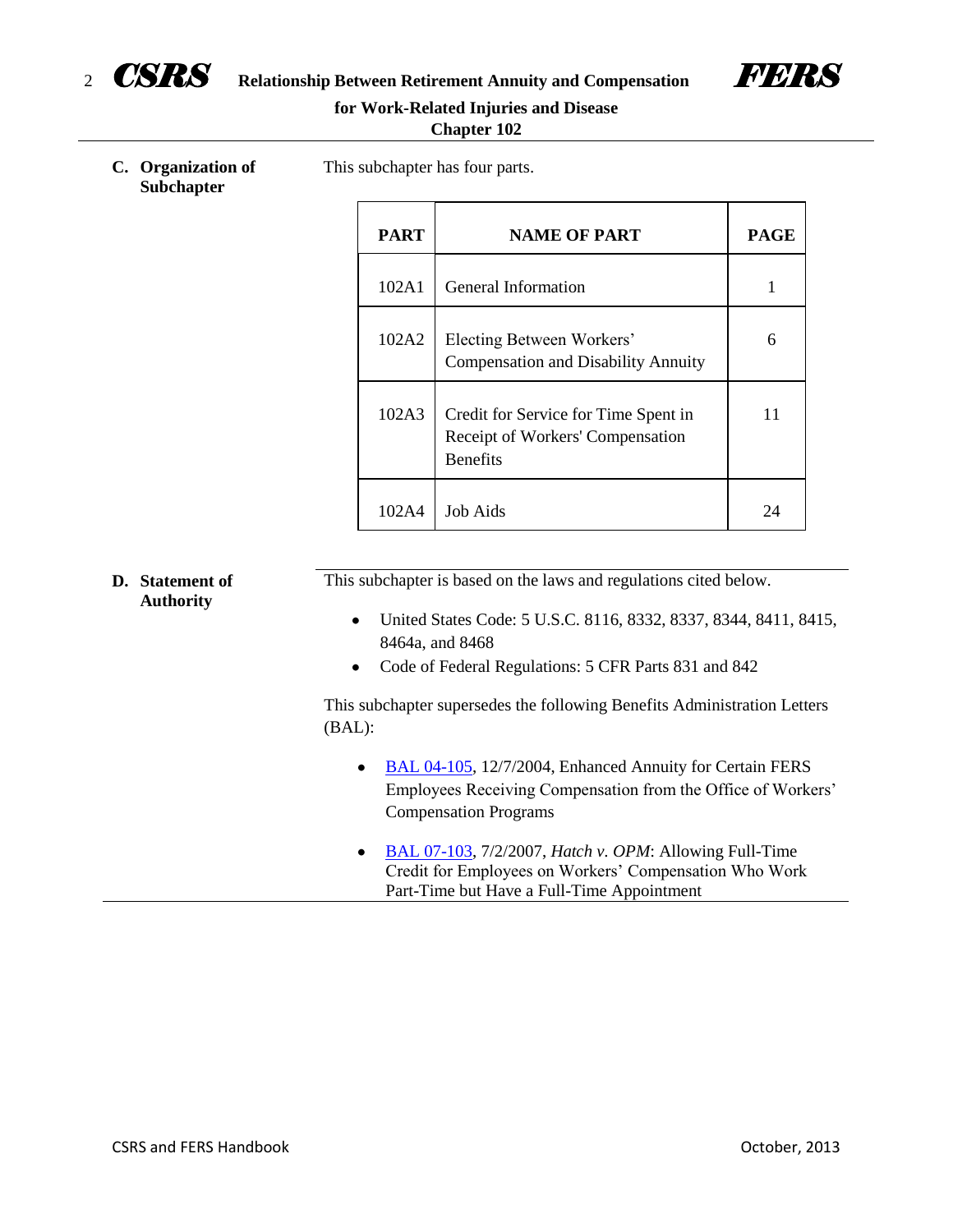## C. Organization of Subchapter

This subchapter has four parts.

| PART | NAME OF PART | PAGE |
|---|---|---|
| 102A1 | General Information | 1 |
| 102A2 | Electing Between Workers' Compensation and Disability Annuity | 6 |
| 102A3 | Credit for Service for Time Spent in Receipt of Workers' Compensation Benefits | 11 |
| 102A4 | Job Aids | 24 |

## D. Statement of Authority

This subchapter is based on the laws and regulations cited below.

- United States Code: 5 U.S.C. 8116, 8332, 8337, 8344, 8411, 8415, 8464a, and 8468
- Code of Federal Regulations: 5 CFR Parts 831 and 842

This subchapter supersedes the following Benefits Administration Letters (BAL):

- BAL 04-105, 12/7/2004, Enhanced Annuity for Certain FERS Employees Receiving Compensation from the Office of Workers' Compensation Programs
- BAL 07-103, 7/2/2007, *Hatch v. OPM*: Allowing Full-Time Credit for Employees on Workers' Compensation Who Work Part-Time but Have a Full-Time Appointment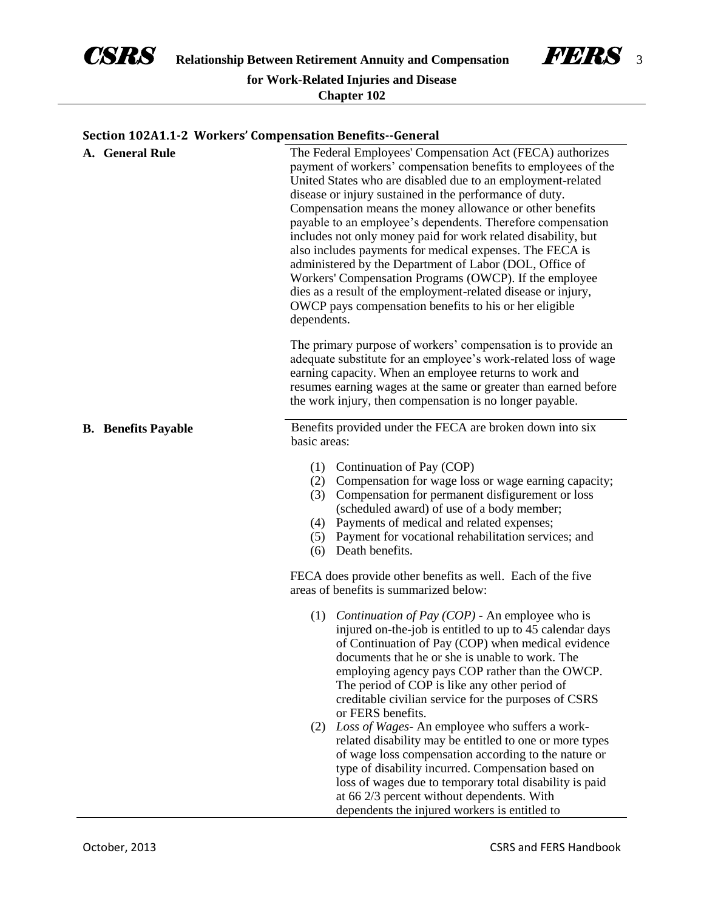## Section 102A1.1-2 Workers' Compensation Benefits--General

**A. General Rule**

The Federal Employees' Compensation Act (FECA) authorizes payment of workers' compensation benefits to employees of the United States who are disabled due to an employment-related disease or injury sustained in the performance of duty. Compensation means the money allowance or other benefits payable to an employee's dependents. Therefore compensation includes not only money paid for work related disability, but also includes payments for medical expenses. The FECA is administered by the Department of Labor (DOL, Office of Workers' Compensation Programs (OWCP). If the employee dies as a result of the employment-related disease or injury, OWCP pays compensation benefits to his or her eligible dependents.

The primary purpose of workers' compensation is to provide an adequate substitute for an employee's work-related loss of wage earning capacity. When an employee returns to work and resumes earning wages at the same or greater than earned before the work injury, then compensation is no longer payable.

**B. Benefits Payable**

Benefits provided under the FECA are broken down into six basic areas:

(1) Continuation of Pay (COP)
(2) Compensation for wage loss or wage earning capacity;
(3) Compensation for permanent disfigurement or loss (scheduled award) of use of a body member;
(4) Payments of medical and related expenses;
(5) Payment for vocational rehabilitation services; and
(6) Death benefits.

FECA does provide other benefits as well. Each of the five areas of benefits is summarized below:

(1) *Continuation of Pay (COP)* - An employee who is injured on-the-job is entitled to up to 45 calendar days of Continuation of Pay (COP) when medical evidence documents that he or she is unable to work. The employing agency pays COP rather than the OWCP. The period of COP is like any other period of creditable civilian service for the purposes of CSRS or FERS benefits.

(2) *Loss of Wages*- An employee who suffers a work-related disability may be entitled to one or more types of wage loss compensation according to the nature or type of disability incurred. Compensation based on loss of wages due to temporary total disability is paid at 66 2/3 percent without dependents. With dependents the injured workers is entitled to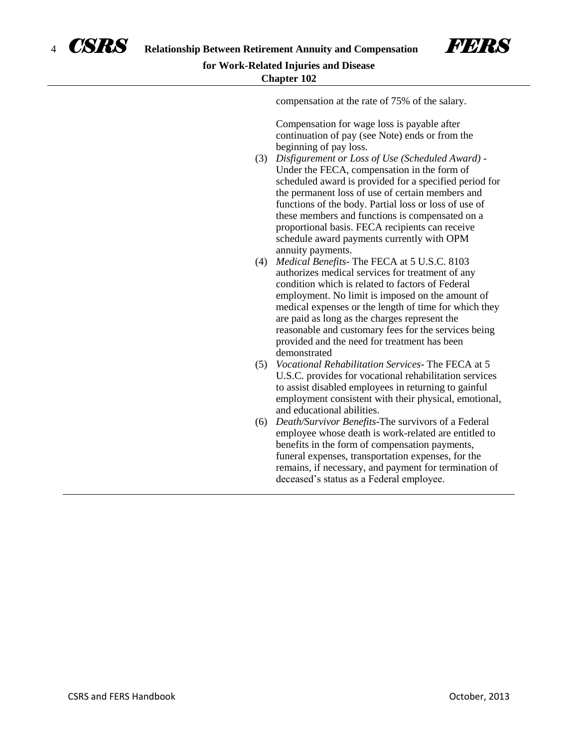compensation at the rate of 75% of the salary.

Compensation for wage loss is payable after continuation of pay (see Note) ends or from the beginning of pay loss.

(3) *Disfigurement or Loss of Use (Scheduled Award)* - Under the FECA, compensation in the form of scheduled award is provided for a specified period for the permanent loss of use of certain members and functions of the body. Partial loss or loss of use of these members and functions is compensated on a proportional basis. FECA recipients can receive schedule award payments currently with OPM annuity payments.

(4) *Medical Benefits*- The FECA at 5 U.S.C. 8103 authorizes medical services for treatment of any condition which is related to factors of Federal employment. No limit is imposed on the amount of medical expenses or the length of time for which they are paid as long as the charges represent the reasonable and customary fees for the services being provided and the need for treatment has been demonstrated

(5) *Vocational Rehabilitation Services*- The FECA at 5 U.S.C. provides for vocational rehabilitation services to assist disabled employees in returning to gainful employment consistent with their physical, emotional, and educational abilities.

(6) *Death/Survivor Benefits*-The survivors of a Federal employee whose death is work-related are entitled to benefits in the form of compensation payments, funeral expenses, transportation expenses, for the remains, if necessary, and payment for termination of deceased's status as a Federal employee.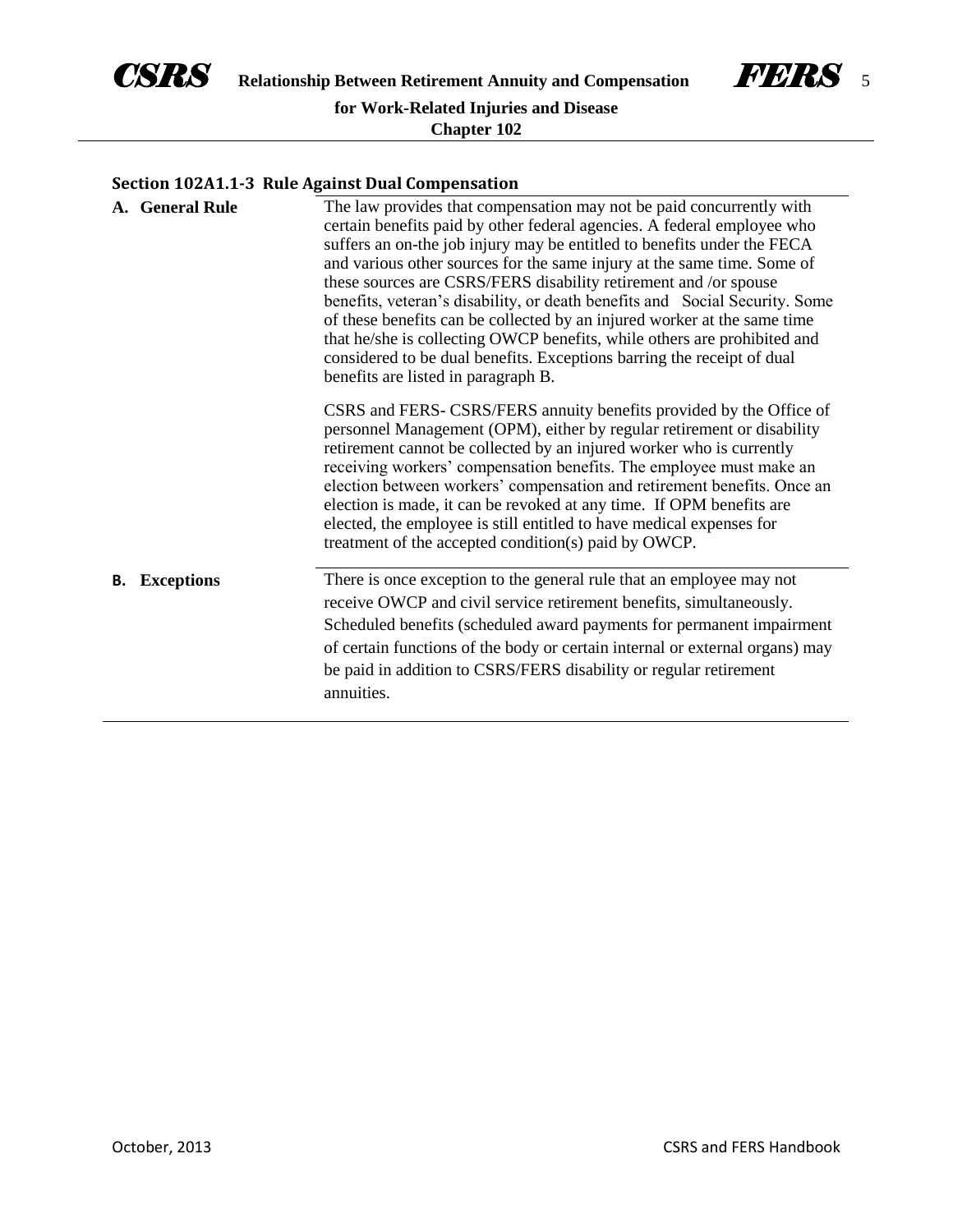## Section 102A1.1-3 Rule Against Dual Compensation

**A. General Rule**

The law provides that compensation may not be paid concurrently with certain benefits paid by other federal agencies. A federal employee who suffers an on-the job injury may be entitled to benefits under the FECA and various other sources for the same injury at the same time. Some of these sources are CSRS/FERS disability retirement and /or spouse benefits, veteran's disability, or death benefits and Social Security. Some of these benefits can be collected by an injured worker at the same time that he/she is collecting OWCP benefits, while others are prohibited and considered to be dual benefits. Exceptions barring the receipt of dual benefits are listed in paragraph B.

CSRS and FERS- CSRS/FERS annuity benefits provided by the Office of personnel Management (OPM), either by regular retirement or disability retirement cannot be collected by an injured worker who is currently receiving workers' compensation benefits. The employee must make an election between workers' compensation and retirement benefits. Once an election is made, it can be revoked at any time. If OPM benefits are elected, the employee is still entitled to have medical expenses for treatment of the accepted condition(s) paid by OWCP.

**B. Exceptions**

There is once exception to the general rule that an employee may not receive OWCP and civil service retirement benefits, simultaneously. Scheduled benefits (scheduled award payments for permanent impairment of certain functions of the body or certain internal or external organs) may be paid in addition to CSRS/FERS disability or regular retirement annuities.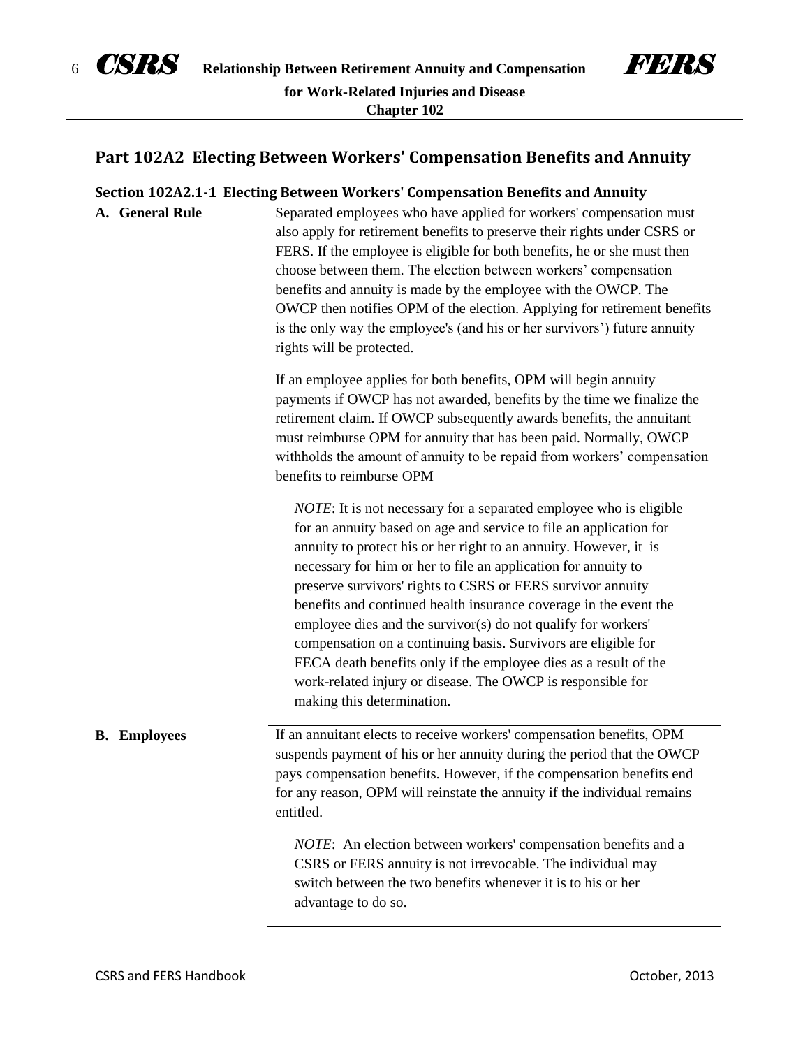## Part 102A2 Electing Between Workers' Compensation Benefits and Annuity

### Section 102A2.1-1 Electing Between Workers' Compensation Benefits and Annuity

**A. General Rule**

Separated employees who have applied for workers' compensation must also apply for retirement benefits to preserve their rights under CSRS or FERS. If the employee is eligible for both benefits, he or she must then choose between them. The election between workers' compensation benefits and annuity is made by the employee with the OWCP. The OWCP then notifies OPM of the election. Applying for retirement benefits is the only way the employee's (and his or her survivors') future annuity rights will be protected.

If an employee applies for both benefits, OPM will begin annuity payments if OWCP has not awarded, benefits by the time we finalize the retirement claim. If OWCP subsequently awards benefits, the annuitant must reimburse OPM for annuity that has been paid. Normally, OWCP withholds the amount of annuity to be repaid from workers' compensation benefits to reimburse OPM

> *NOTE*: It is not necessary for a separated employee who is eligible for an annuity based on age and service to file an application for annuity to protect his or her right to an annuity. However, it is necessary for him or her to file an application for annuity to preserve survivors' rights to CSRS or FERS survivor annuity benefits and continued health insurance coverage in the event the employee dies and the survivor(s) do not qualify for workers' compensation on a continuing basis. Survivors are eligible for FECA death benefits only if the employee dies as a result of the work-related injury or disease. The OWCP is responsible for making this determination.

**B. Employees**

If an annuitant elects to receive workers' compensation benefits, OPM suspends payment of his or her annuity during the period that the OWCP pays compensation benefits. However, if the compensation benefits end for any reason, OPM will reinstate the annuity if the individual remains entitled.

> *NOTE*: An election between workers' compensation benefits and a CSRS or FERS annuity is not irrevocable. The individual may switch between the two benefits whenever it is to his or her advantage to do so.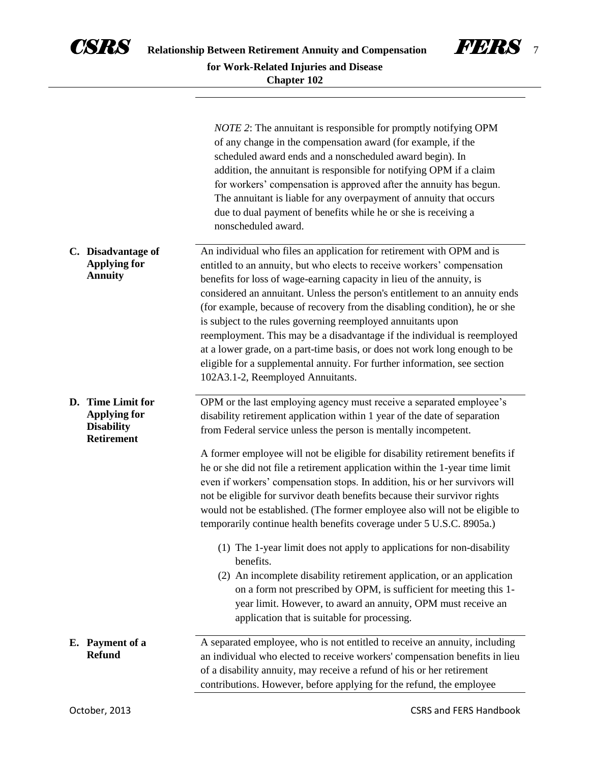*NOTE 2*: The annuitant is responsible for promptly notifying OPM of any change in the compensation award (for example, if the scheduled award ends and a nonscheduled award begin). In addition, the annuitant is responsible for notifying OPM if a claim for workers' compensation is approved after the annuity has begun. The annuitant is liable for any overpayment of annuity that occurs due to dual payment of benefits while he or she is receiving a nonscheduled award.

**C. Disadvantage of Applying for Annuity**

An individual who files an application for retirement with OPM and is entitled to an annuity, but who elects to receive workers' compensation benefits for loss of wage-earning capacity in lieu of the annuity, is considered an annuitant. Unless the person's entitlement to an annuity ends (for example, because of recovery from the disabling condition), he or she is subject to the rules governing reemployed annuitants upon reemployment. This may be a disadvantage if the individual is reemployed at a lower grade, on a part-time basis, or does not work long enough to be eligible for a supplemental annuity. For further information, see section 102A3.1-2, Reemployed Annuitants.

**D. Time Limit for Applying for Disability Retirement**

OPM or the last employing agency must receive a separated employee's disability retirement application within 1 year of the date of separation from Federal service unless the person is mentally incompetent.

A former employee will not be eligible for disability retirement benefits if he or she did not file a retirement application within the 1-year time limit even if workers' compensation stops. In addition, his or her survivors will not be eligible for survivor death benefits because their survivor rights would not be established. (The former employee also will not be eligible to temporarily continue health benefits coverage under 5 U.S.C. 8905a.)

(1) The 1-year limit does not apply to applications for non-disability benefits.
(2) An incomplete disability retirement application, or an application on a form not prescribed by OPM, is sufficient for meeting this 1-year limit. However, to award an annuity, OPM must receive an application that is suitable for processing.

**E. Payment of a Refund**

A separated employee, who is not entitled to receive an annuity, including an individual who elected to receive workers' compensation benefits in lieu of a disability annuity, may receive a refund of his or her retirement contributions. However, before applying for the refund, the employee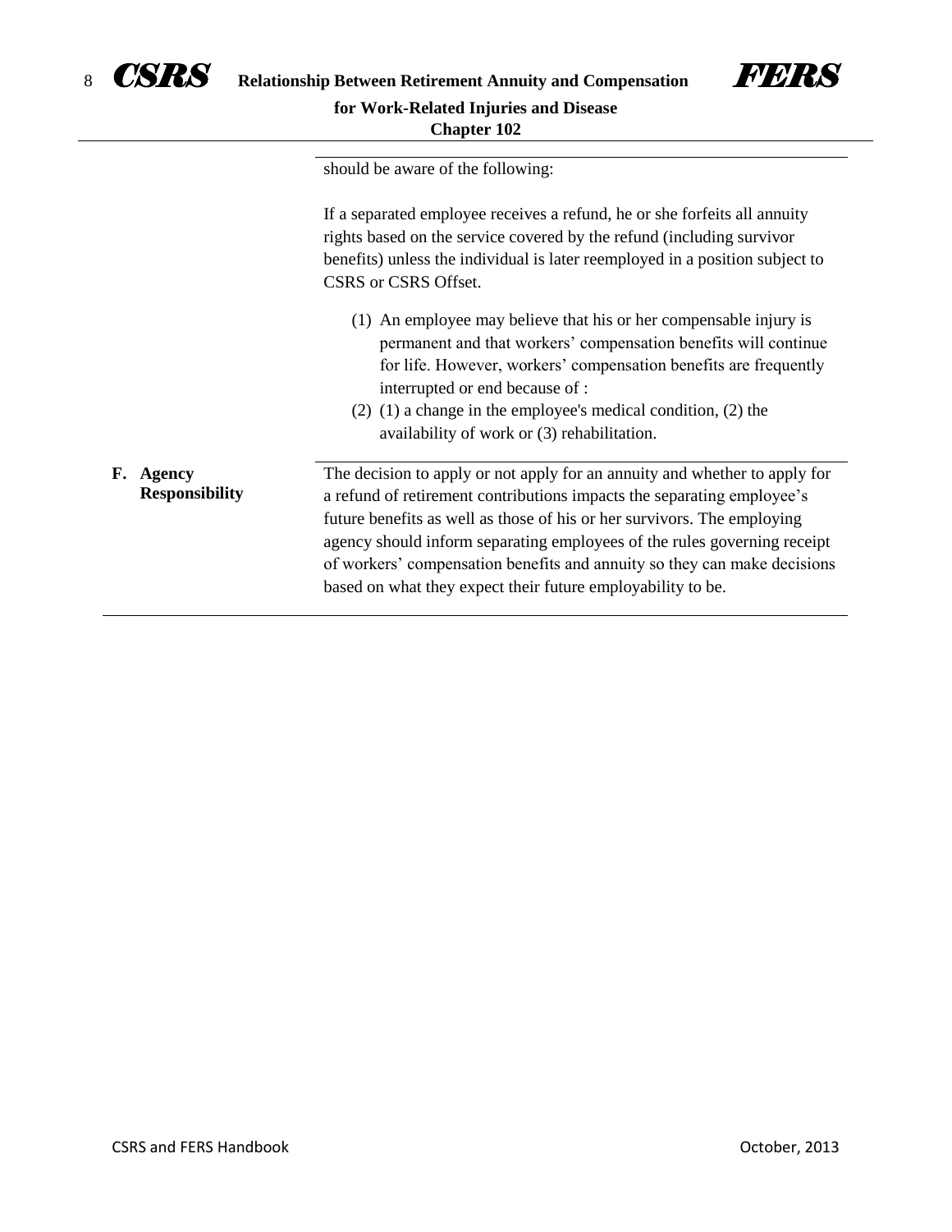should be aware of the following:

If a separated employee receives a refund, he or she forfeits all annuity rights based on the service covered by the refund (including survivor benefits) unless the individual is later reemployed in a position subject to CSRS or CSRS Offset.

(1) An employee may believe that his or her compensable injury is permanent and that workers' compensation benefits will continue for life. However, workers' compensation benefits are frequently interrupted or end because of :

(2) (1) a change in the employee's medical condition, (2) the availability of work or (3) rehabilitation.

## F. Agency Responsibility

The decision to apply or not apply for an annuity and whether to apply for a refund of retirement contributions impacts the separating employee's future benefits as well as those of his or her survivors. The employing agency should inform separating employees of the rules governing receipt of workers' compensation benefits and annuity so they can make decisions based on what they expect their future employability to be.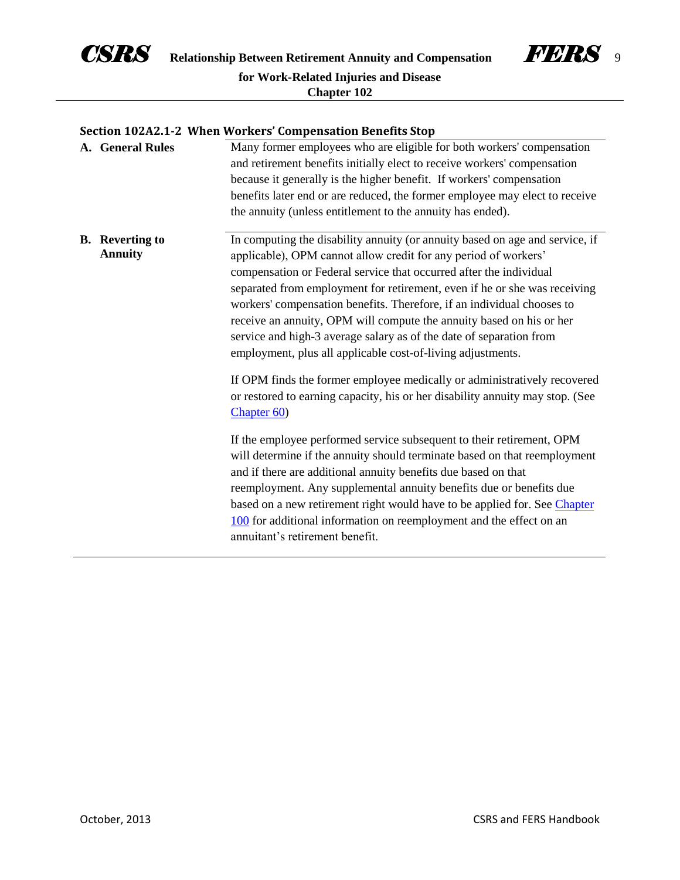## Section 102A2.1-2 When Workers' Compensation Benefits Stop

**A. General Rules**

Many former employees who are eligible for both workers' compensation and retirement benefits initially elect to receive workers' compensation because it generally is the higher benefit. If workers' compensation benefits later end or are reduced, the former employee may elect to receive the annuity (unless entitlement to the annuity has ended).

**B. Reverting to Annuity**

In computing the disability annuity (or annuity based on age and service, if applicable), OPM cannot allow credit for any period of workers' compensation or Federal service that occurred after the individual separated from employment for retirement, even if he or she was receiving workers' compensation benefits. Therefore, if an individual chooses to receive an annuity, OPM will compute the annuity based on his or her service and high-3 average salary as of the date of separation from employment, plus all applicable cost-of-living adjustments.

If OPM finds the former employee medically or administratively recovered or restored to earning capacity, his or her disability annuity may stop. (See Chapter 60)

If the employee performed service subsequent to their retirement, OPM will determine if the annuity should terminate based on that reemployment and if there are additional annuity benefits due based on that reemployment. Any supplemental annuity benefits due or benefits due based on a new retirement right would have to be applied for. See Chapter 100 for additional information on reemployment and the effect on an annuitant's retirement benefit.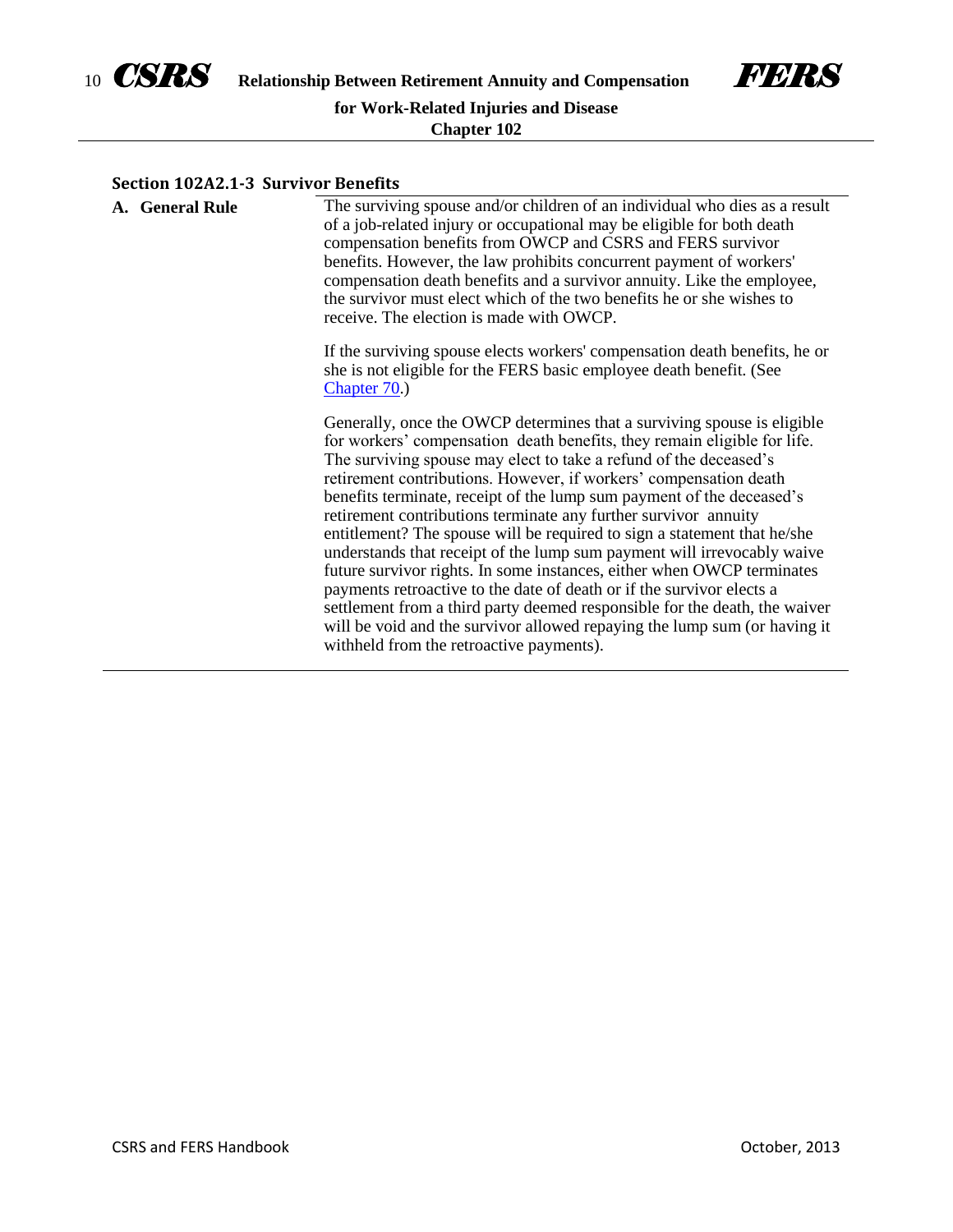## Section 102A2.1-3 Survivor Benefits

**A. General Rule**

The surviving spouse and/or children of an individual who dies as a result of a job-related injury or occupational may be eligible for both death compensation benefits from OWCP and CSRS and FERS survivor benefits. However, the law prohibits concurrent payment of workers' compensation death benefits and a survivor annuity. Like the employee, the survivor must elect which of the two benefits he or she wishes to receive. The election is made with OWCP.

If the surviving spouse elects workers' compensation death benefits, he or she is not eligible for the FERS basic employee death benefit. (See [Chapter 70](Chapter 70).)

Generally, once the OWCP determines that a surviving spouse is eligible for workers' compensation death benefits, they remain eligible for life. The surviving spouse may elect to take a refund of the deceased's retirement contributions. However, if workers' compensation death benefits terminate, receipt of the lump sum payment of the deceased's retirement contributions terminate any further survivor annuity entitlement? The spouse will be required to sign a statement that he/she understands that receipt of the lump sum payment will irrevocably waive future survivor rights. In some instances, either when OWCP terminates payments retroactive to the date of death or if the survivor elects a settlement from a third party deemed responsible for the death, the waiver will be void and the survivor allowed repaying the lump sum (or having it withheld from the retroactive payments).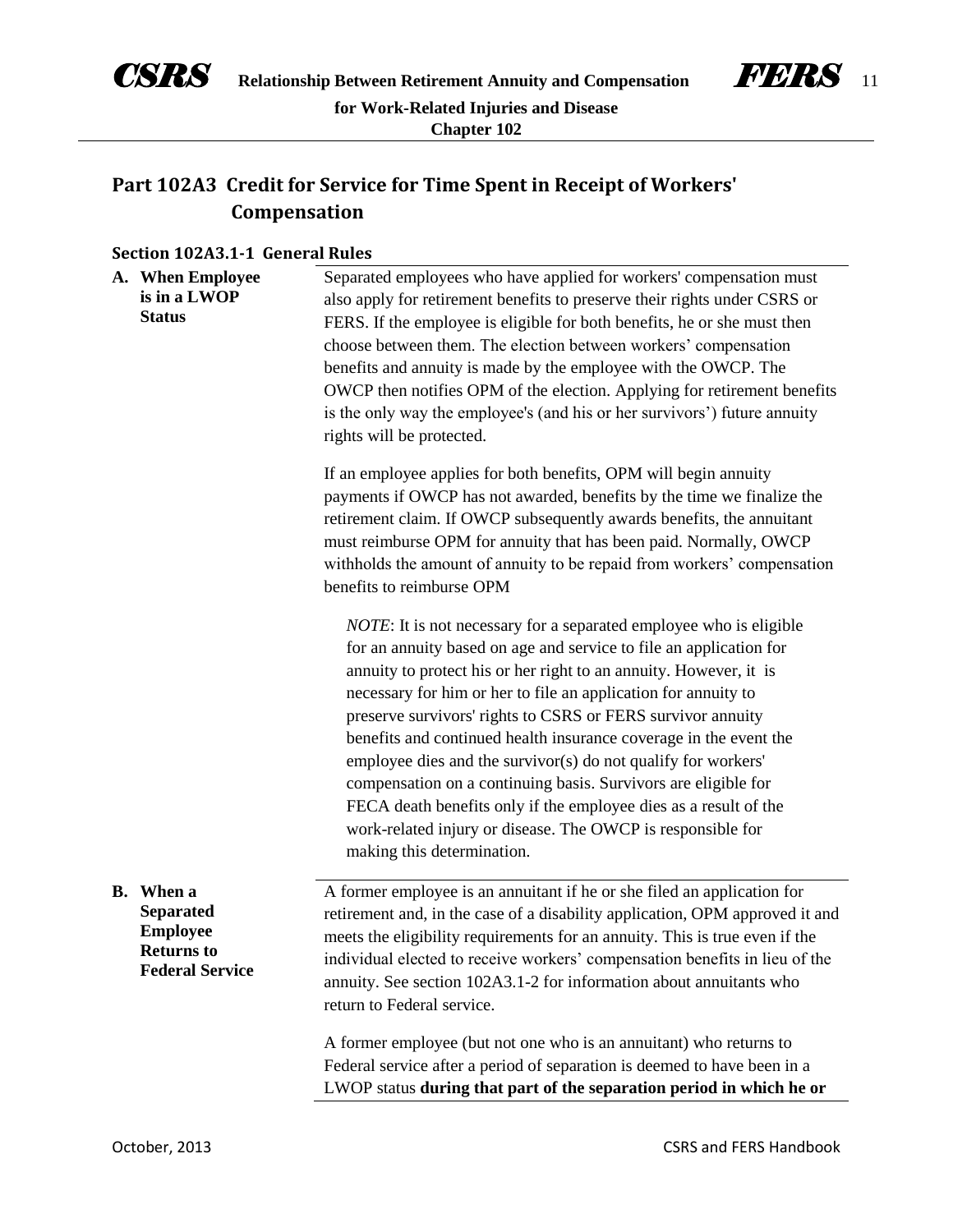## Part 102A3 Credit for Service for Time Spent in Receipt of Workers' Compensation

### Section 102A3.1-1 General Rules

**A. When Employee is in a LWOP Status**

Separated employees who have applied for workers' compensation must also apply for retirement benefits to preserve their rights under CSRS or FERS. If the employee is eligible for both benefits, he or she must then choose between them. The election between workers' compensation benefits and annuity is made by the employee with the OWCP. The OWCP then notifies OPM of the election. Applying for retirement benefits is the only way the employee's (and his or her survivors') future annuity rights will be protected.

If an employee applies for both benefits, OPM will begin annuity payments if OWCP has not awarded, benefits by the time we finalize the retirement claim. If OWCP subsequently awards benefits, the annuitant must reimburse OPM for annuity that has been paid. Normally, OWCP withholds the amount of annuity to be repaid from workers' compensation benefits to reimburse OPM

> *NOTE*: It is not necessary for a separated employee who is eligible for an annuity based on age and service to file an application for annuity to protect his or her right to an annuity. However, it is necessary for him or her to file an application for annuity to preserve survivors' rights to CSRS or FERS survivor annuity benefits and continued health insurance coverage in the event the employee dies and the survivor(s) do not qualify for workers' compensation on a continuing basis. Survivors are eligible for FECA death benefits only if the employee dies as a result of the work-related injury or disease. The OWCP is responsible for making this determination.

**B. When a Separated Employee Returns to Federal Service**

A former employee is an annuitant if he or she filed an application for retirement and, in the case of a disability application, OPM approved it and meets the eligibility requirements for an annuity. This is true even if the individual elected to receive workers' compensation benefits in lieu of the annuity. See section 102A3.1-2 for information about annuitants who return to Federal service.

A former employee (but not one who is an annuitant) who returns to Federal service after a period of separation is deemed to have been in a LWOP status **during that part of the separation period in which he or**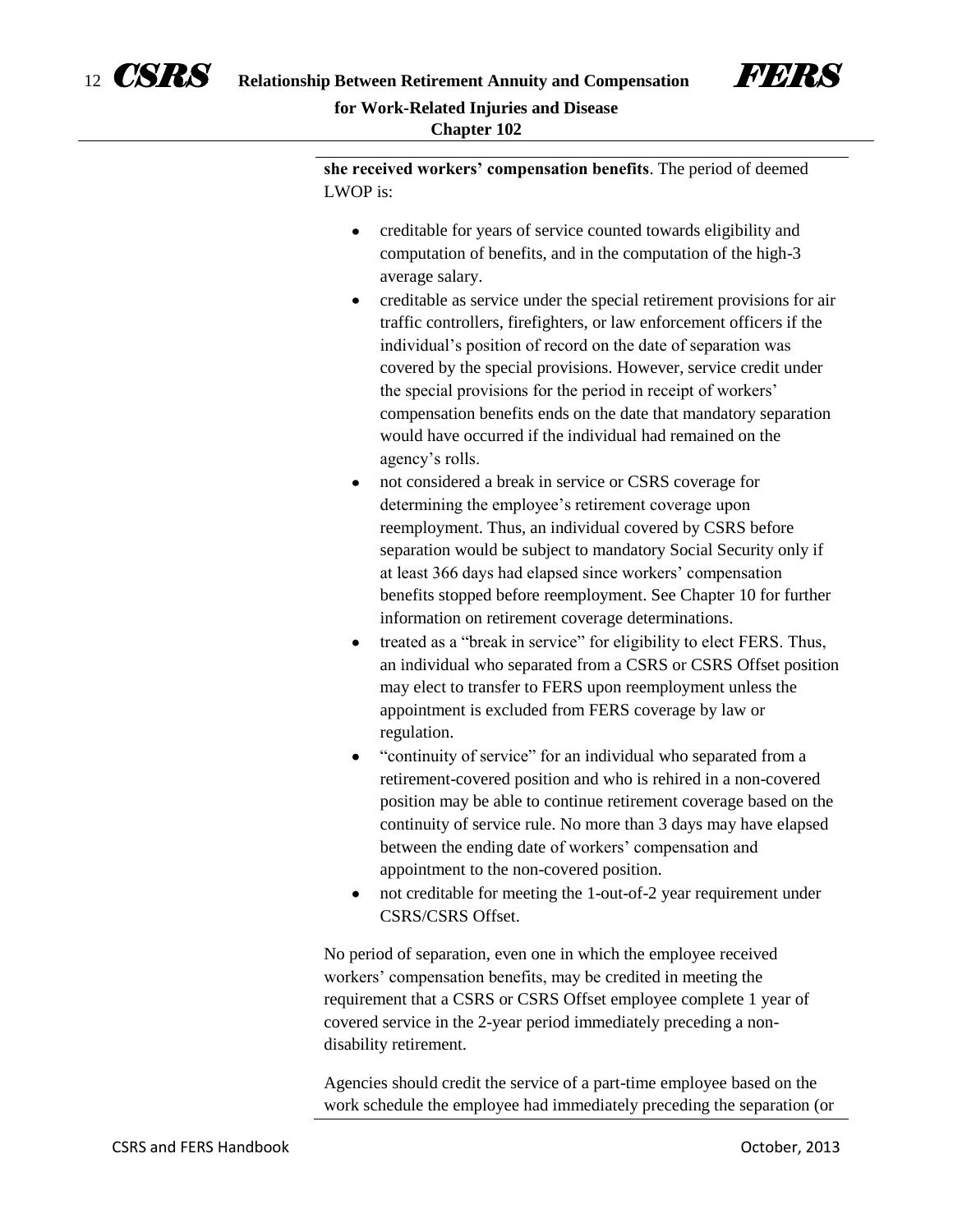**she received workers' compensation benefits**. The period of deemed LWOP is:

- creditable for years of service counted towards eligibility and computation of benefits, and in the computation of the high-3 average salary.
- creditable as service under the special retirement provisions for air traffic controllers, firefighters, or law enforcement officers if the individual's position of record on the date of separation was covered by the special provisions. However, service credit under the special provisions for the period in receipt of workers' compensation benefits ends on the date that mandatory separation would have occurred if the individual had remained on the agency's rolls.
- not considered a break in service or CSRS coverage for determining the employee's retirement coverage upon reemployment. Thus, an individual covered by CSRS before separation would be subject to mandatory Social Security only if at least 366 days had elapsed since workers' compensation benefits stopped before reemployment. See Chapter 10 for further information on retirement coverage determinations.
- treated as a "break in service" for eligibility to elect FERS. Thus, an individual who separated from a CSRS or CSRS Offset position may elect to transfer to FERS upon reemployment unless the appointment is excluded from FERS coverage by law or regulation.
- "continuity of service" for an individual who separated from a retirement-covered position and who is rehired in a non-covered position may be able to continue retirement coverage based on the continuity of service rule. No more than 3 days may have elapsed between the ending date of workers' compensation and appointment to the non-covered position.
- not creditable for meeting the 1-out-of-2 year requirement under CSRS/CSRS Offset.

No period of separation, even one in which the employee received workers' compensation benefits, may be credited in meeting the requirement that a CSRS or CSRS Offset employee complete 1 year of covered service in the 2-year period immediately preceding a non-disability retirement.

Agencies should credit the service of a part-time employee based on the work schedule the employee had immediately preceding the separation (or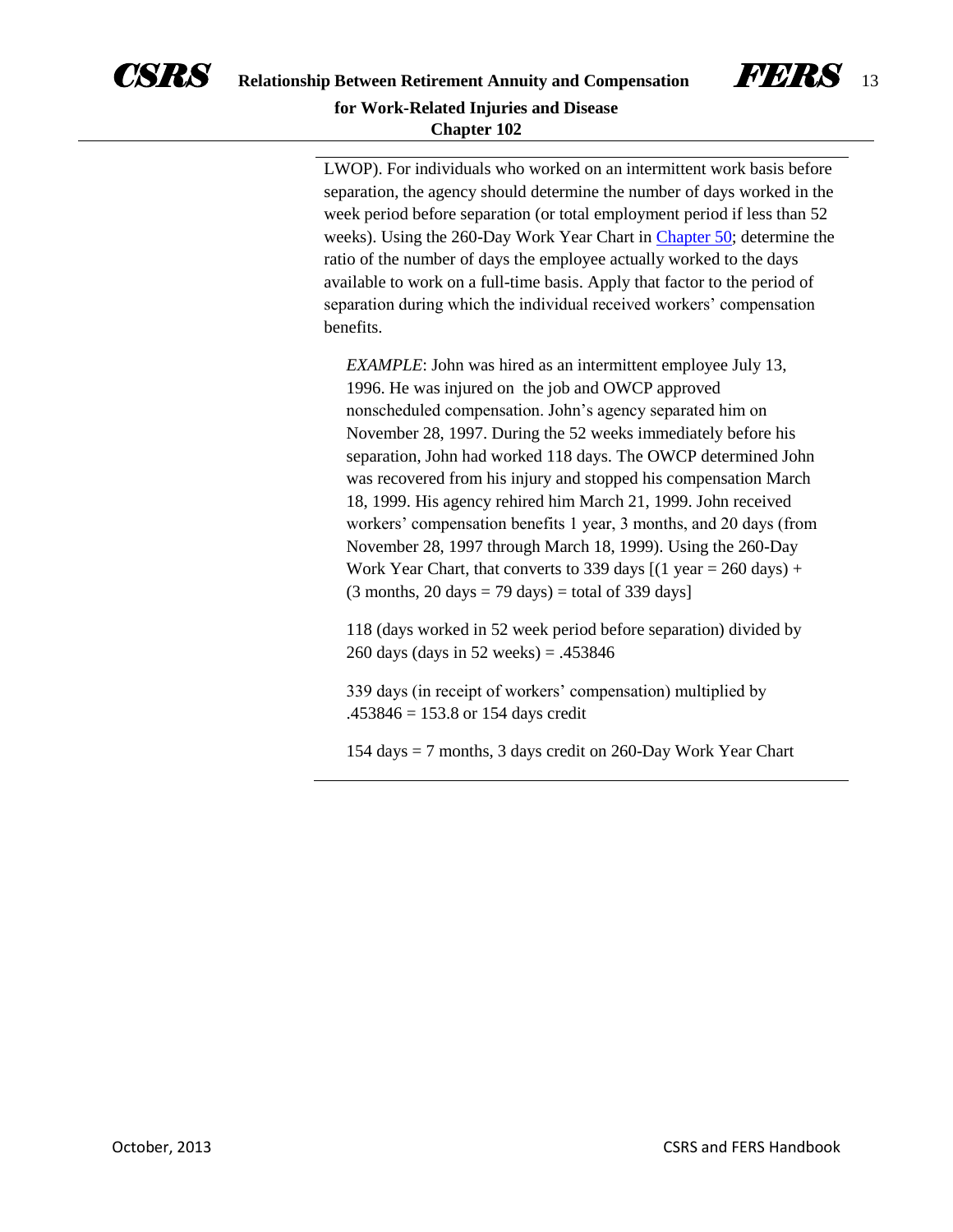LWOP). For individuals who worked on an intermittent work basis before separation, the agency should determine the number of days worked in the week period before separation (or total employment period if less than 52 weeks). Using the 260-Day Work Year Chart in Chapter 50; determine the ratio of the number of days the employee actually worked to the days available to work on a full-time basis. Apply that factor to the period of separation during which the individual received workers' compensation benefits.

> *EXAMPLE*: John was hired as an intermittent employee July 13, 1996. He was injured on the job and OWCP approved nonscheduled compensation. John's agency separated him on November 28, 1997. During the 52 weeks immediately before his separation, John had worked 118 days. The OWCP determined John was recovered from his injury and stopped his compensation March 18, 1999. His agency rehired him March 21, 1999. John received workers' compensation benefits 1 year, 3 months, and 20 days (from November 28, 1997 through March 18, 1999). Using the 260-Day Work Year Chart, that converts to 339 days [(1 year = 260 days) + (3 months, 20 days = 79 days) = total of 339 days]
>
> 118 (days worked in 52 week period before separation) divided by 260 days (days in 52 weeks) = .453846
>
> 339 days (in receipt of workers' compensation) multiplied by .453846 = 153.8 or 154 days credit
>
> 154 days = 7 months, 3 days credit on 260-Day Work Year Chart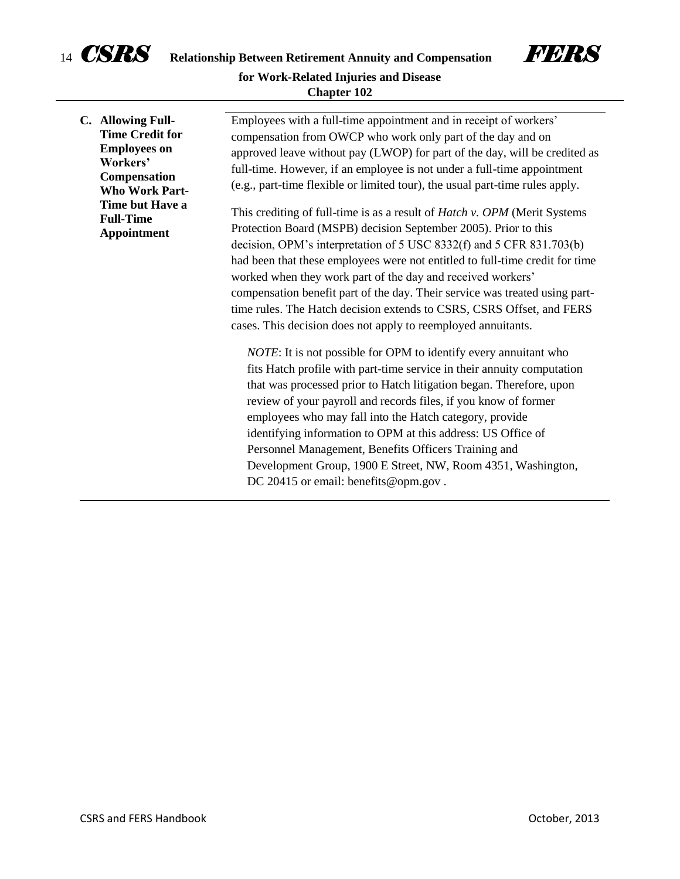### C. Allowing Full-Time Credit for Employees on Workers' Compensation Who Work Part-Time but Have a Full-Time Appointment

Employees with a full-time appointment and in receipt of workers' compensation from OWCP who work only part of the day and on approved leave without pay (LWOP) for part of the day, will be credited as full-time. However, if an employee is not under a full-time appointment (e.g., part-time flexible or limited tour), the usual part-time rules apply.

This crediting of full-time is as a result of *Hatch v. OPM* (Merit Systems Protection Board (MSPB) decision September 2005). Prior to this decision, OPM's interpretation of 5 USC 8332(f) and 5 CFR 831.703(b) had been that these employees were not entitled to full-time credit for time worked when they work part of the day and received workers' compensation benefit part of the day. Their service was treated using part-time rules. The Hatch decision extends to CSRS, CSRS Offset, and FERS cases. This decision does not apply to reemployed annuitants.

> *NOTE*: It is not possible for OPM to identify every annuitant who fits Hatch profile with part-time service in their annuity computation that was processed prior to Hatch litigation began. Therefore, upon review of your payroll and records files, if you know of former employees who may fall into the Hatch category, provide identifying information to OPM at this address: US Office of Personnel Management, Benefits Officers Training and Development Group, 1900 E Street, NW, Room 4351, Washington, DC 20415 or email: benefits@opm.gov .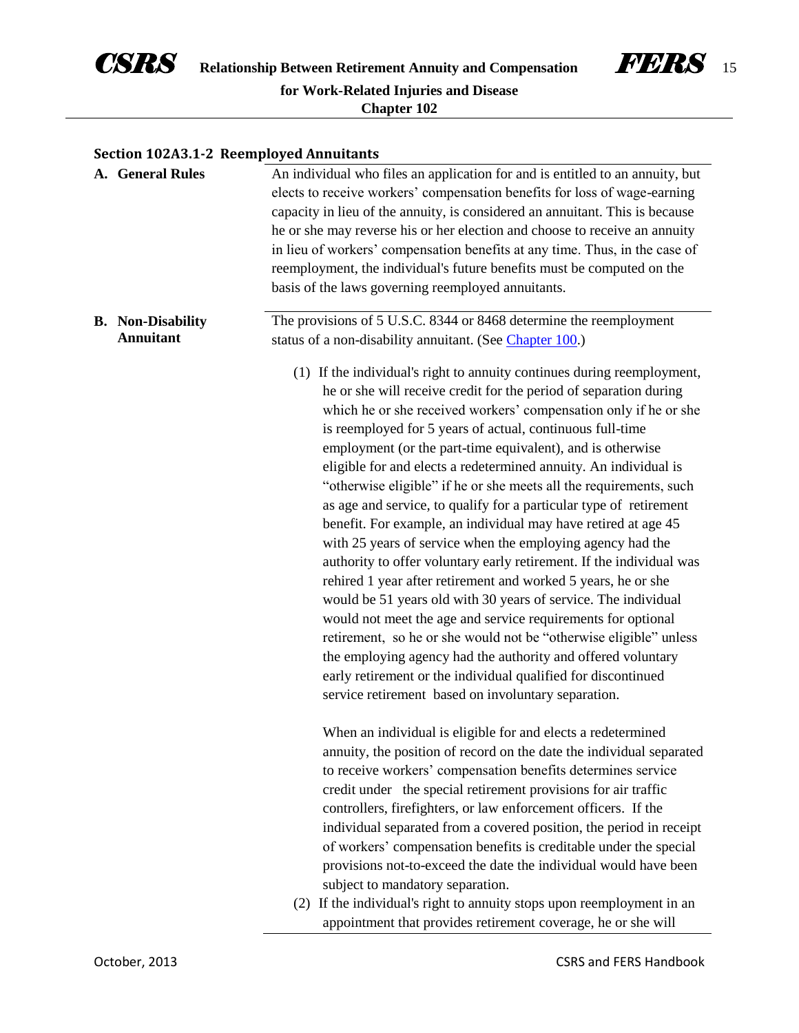### Section 102A3.1-2 Reemployed Annuitants

**A. General Rules**

An individual who files an application for and is entitled to an annuity, but elects to receive workers' compensation benefits for loss of wage-earning capacity in lieu of the annuity, is considered an annuitant. This is because he or she may reverse his or her election and choose to receive an annuity in lieu of workers' compensation benefits at any time. Thus, in the case of reemployment, the individual's future benefits must be computed on the basis of the laws governing reemployed annuitants.

**B. Non-Disability Annuitant**

The provisions of 5 U.S.C. 8344 or 8468 determine the reemployment status of a non-disability annuitant. (See [Chapter 100](Chapter 100).)

(1) If the individual's right to annuity continues during reemployment, he or she will receive credit for the period of separation during which he or she received workers' compensation only if he or she is reemployed for 5 years of actual, continuous full-time employment (or the part-time equivalent), and is otherwise eligible for and elects a redetermined annuity. An individual is "otherwise eligible" if he or she meets all the requirements, such as age and service, to qualify for a particular type of retirement benefit. For example, an individual may have retired at age 45 with 25 years of service when the employing agency had the authority to offer voluntary early retirement. If the individual was rehired 1 year after retirement and worked 5 years, he or she would be 51 years old with 30 years of service. The individual would not meet the age and service requirements for optional retirement, so he or she would not be "otherwise eligible" unless the employing agency had the authority and offered voluntary early retirement or the individual qualified for discontinued service retirement based on involuntary separation.

When an individual is eligible for and elects a redetermined annuity, the position of record on the date the individual separated to receive workers' compensation benefits determines service credit under the special retirement provisions for air traffic controllers, firefighters, or law enforcement officers. If the individual separated from a covered position, the period in receipt of workers' compensation benefits is creditable under the special provisions not-to-exceed the date the individual would have been subject to mandatory separation.

(2) If the individual's right to annuity stops upon reemployment in an appointment that provides retirement coverage, he or she will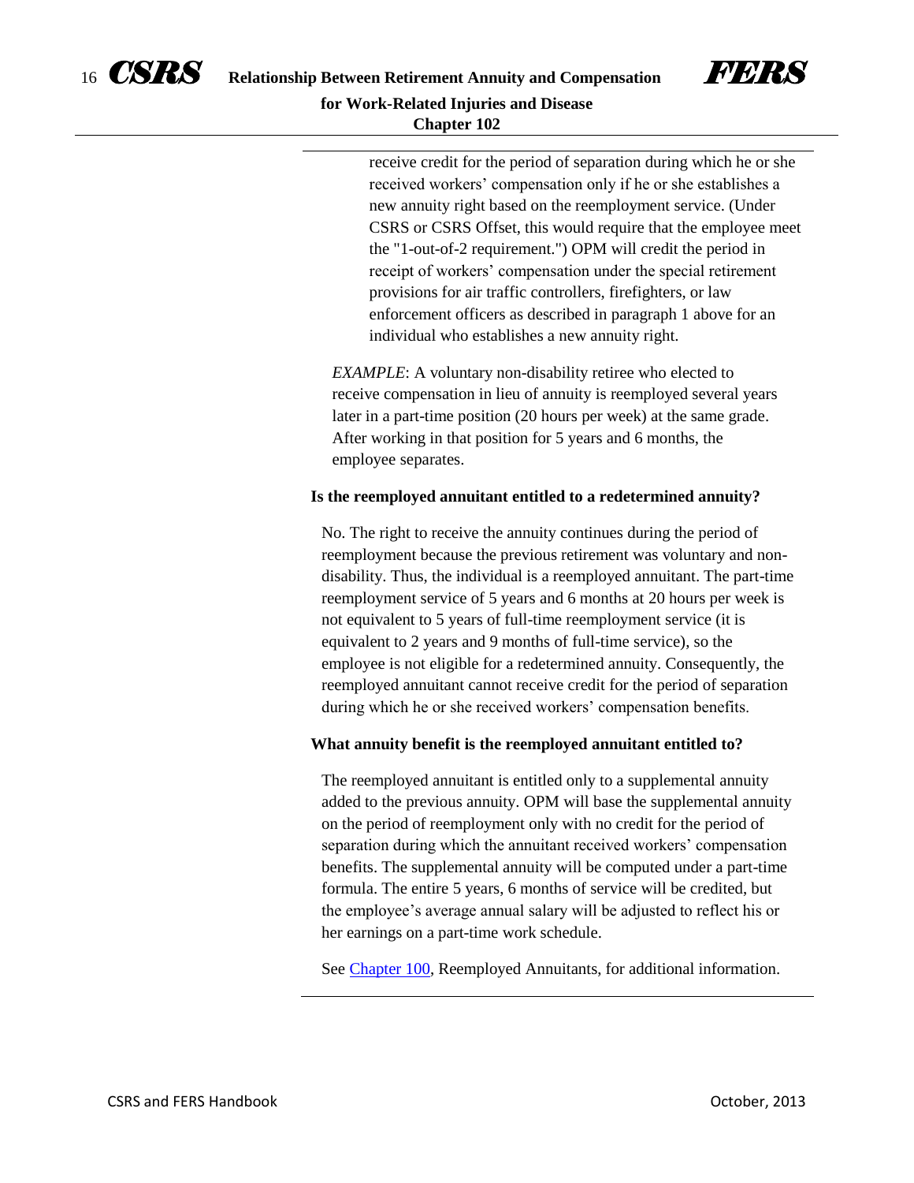receive credit for the period of separation during which he or she received workers' compensation only if he or she establishes a new annuity right based on the reemployment service. (Under CSRS or CSRS Offset, this would require that the employee meet the "1-out-of-2 requirement.") OPM will credit the period in receipt of workers' compensation under the special retirement provisions for air traffic controllers, firefighters, or law enforcement officers as described in paragraph 1 above for an individual who establishes a new annuity right.

*EXAMPLE*: A voluntary non-disability retiree who elected to receive compensation in lieu of annuity is reemployed several years later in a part-time position (20 hours per week) at the same grade. After working in that position for 5 years and 6 months, the employee separates.

**Is the reemployed annuitant entitled to a redetermined annuity?**

No. The right to receive the annuity continues during the period of reemployment because the previous retirement was voluntary and non-disability. Thus, the individual is a reemployed annuitant. The part-time reemployment service of 5 years and 6 months at 20 hours per week is not equivalent to 5 years of full-time reemployment service (it is equivalent to 2 years and 9 months of full-time service), so the employee is not eligible for a redetermined annuity. Consequently, the reemployed annuitant cannot receive credit for the period of separation during which he or she received workers' compensation benefits.

**What annuity benefit is the reemployed annuitant entitled to?**

The reemployed annuitant is entitled only to a supplemental annuity added to the previous annuity. OPM will base the supplemental annuity on the period of reemployment only with no credit for the period of separation during which the annuitant received workers' compensation benefits. The supplemental annuity will be computed under a part-time formula. The entire 5 years, 6 months of service will be credited, but the employee's average annual salary will be adjusted to reflect his or her earnings on a part-time work schedule.

See Chapter 100, Reemployed Annuitants, for additional information.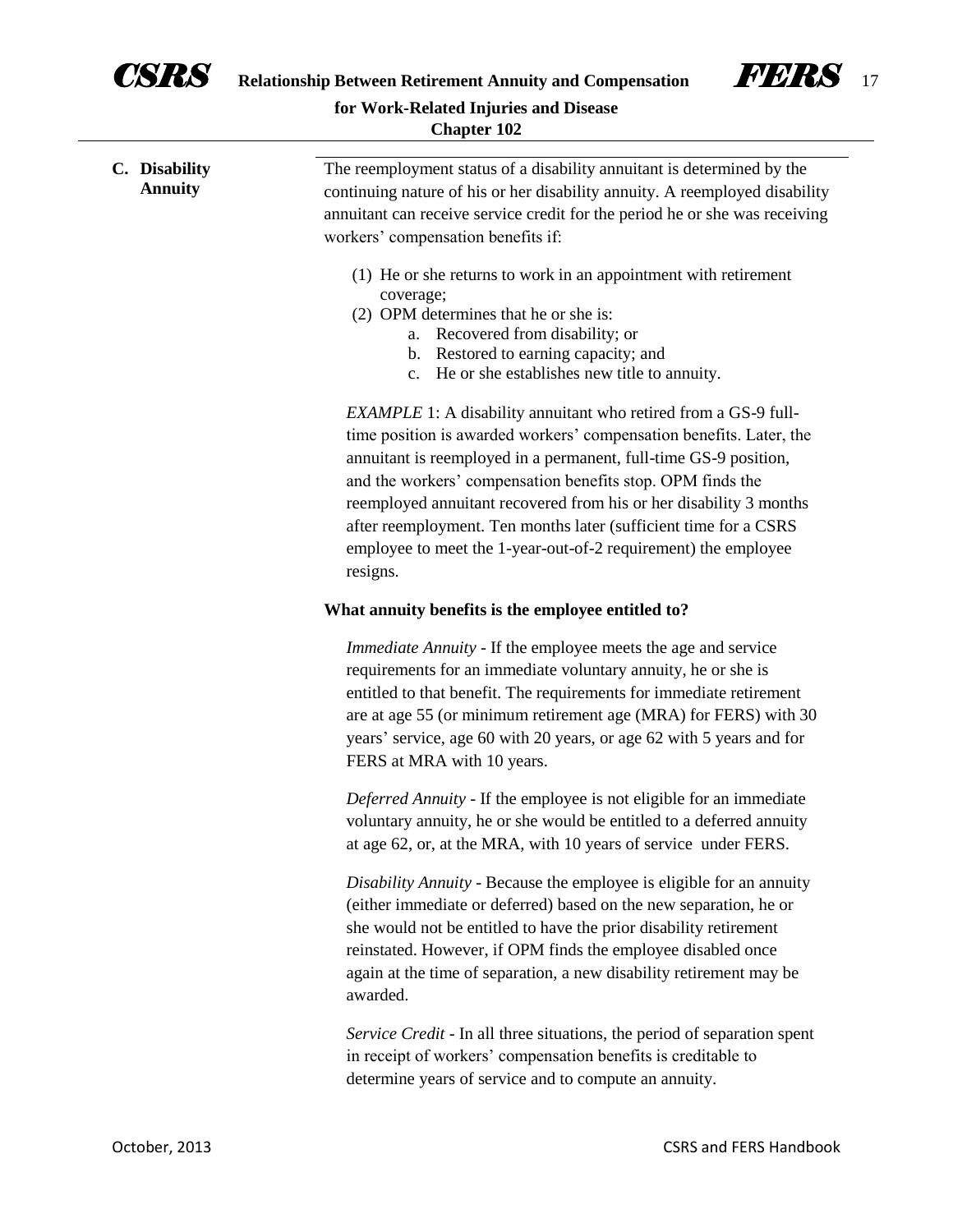## C. Disability Annuity

The reemployment status of a disability annuitant is determined by the continuing nature of his or her disability annuity. A reemployed disability annuitant can receive service credit for the period he or she was receiving workers' compensation benefits if:

(1) He or she returns to work in an appointment with retirement coverage;
(2) OPM determines that he or she is:
   a. Recovered from disability; or
   b. Restored to earning capacity; and
   c. He or she establishes new title to annuity.

*EXAMPLE* 1: A disability annuitant who retired from a GS-9 full-time position is awarded workers' compensation benefits. Later, the annuitant is reemployed in a permanent, full-time GS-9 position, and the workers' compensation benefits stop. OPM finds the reemployed annuitant recovered from his or her disability 3 months after reemployment. Ten months later (sufficient time for a CSRS employee to meet the 1-year-out-of-2 requirement) the employee resigns.

**What annuity benefits is the employee entitled to?**

*Immediate Annuity* - If the employee meets the age and service requirements for an immediate voluntary annuity, he or she is entitled to that benefit. The requirements for immediate retirement are at age 55 (or minimum retirement age (MRA) for FERS) with 30 years' service, age 60 with 20 years, or age 62 with 5 years and for FERS at MRA with 10 years.

*Deferred Annuity* - If the employee is not eligible for an immediate voluntary annuity, he or she would be entitled to a deferred annuity at age 62, or, at the MRA, with 10 years of service under FERS.

*Disability Annuity* - Because the employee is eligible for an annuity (either immediate or deferred) based on the new separation, he or she would not be entitled to have the prior disability retirement reinstated. However, if OPM finds the employee disabled once again at the time of separation, a new disability retirement may be awarded.

*Service Credit* - In all three situations, the period of separation spent in receipt of workers' compensation benefits is creditable to determine years of service and to compute an annuity.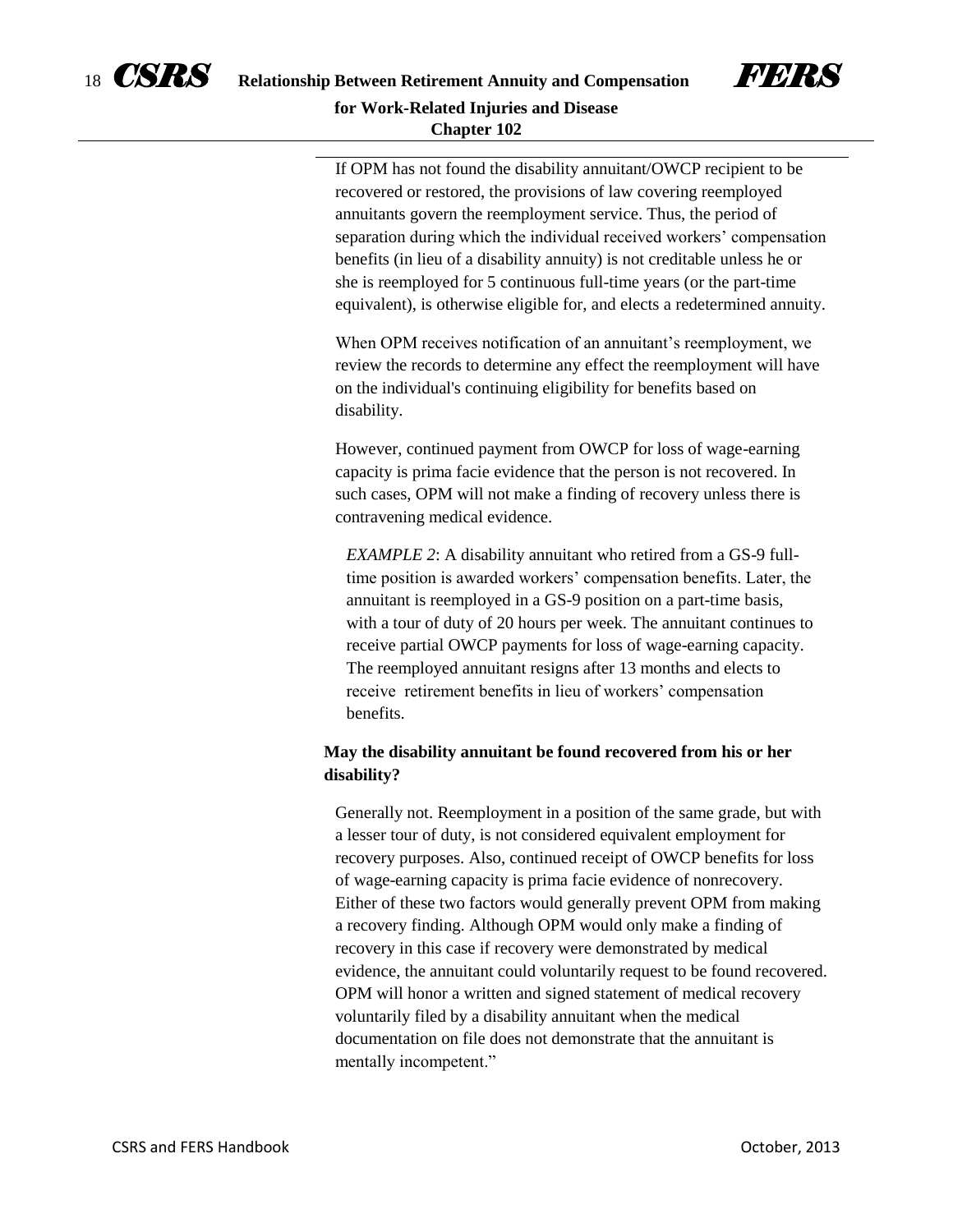If OPM has not found the disability annuitant/OWCP recipient to be recovered or restored, the provisions of law covering reemployed annuitants govern the reemployment service. Thus, the period of separation during which the individual received workers' compensation benefits (in lieu of a disability annuity) is not creditable unless he or she is reemployed for 5 continuous full-time years (or the part-time equivalent), is otherwise eligible for, and elects a redetermined annuity.

When OPM receives notification of an annuitant's reemployment, we review the records to determine any effect the reemployment will have on the individual's continuing eligibility for benefits based on disability.

However, continued payment from OWCP for loss of wage-earning capacity is prima facie evidence that the person is not recovered. In such cases, OPM will not make a finding of recovery unless there is contravening medical evidence.

*EXAMPLE 2*: A disability annuitant who retired from a GS-9 full-time position is awarded workers' compensation benefits. Later, the annuitant is reemployed in a GS-9 position on a part-time basis, with a tour of duty of 20 hours per week. The annuitant continues to receive partial OWCP payments for loss of wage-earning capacity. The reemployed annuitant resigns after 13 months and elects to receive retirement benefits in lieu of workers' compensation benefits.

**May the disability annuitant be found recovered from his or her disability?**

Generally not. Reemployment in a position of the same grade, but with a lesser tour of duty, is not considered equivalent employment for recovery purposes. Also, continued receipt of OWCP benefits for loss of wage-earning capacity is prima facie evidence of nonrecovery. Either of these two factors would generally prevent OPM from making a recovery finding. Although OPM would only make a finding of recovery in this case if recovery were demonstrated by medical evidence, the annuitant could voluntarily request to be found recovered. OPM will honor a written and signed statement of medical recovery voluntarily filed by a disability annuitant when the medical documentation on file does not demonstrate that the annuitant is mentally incompetent."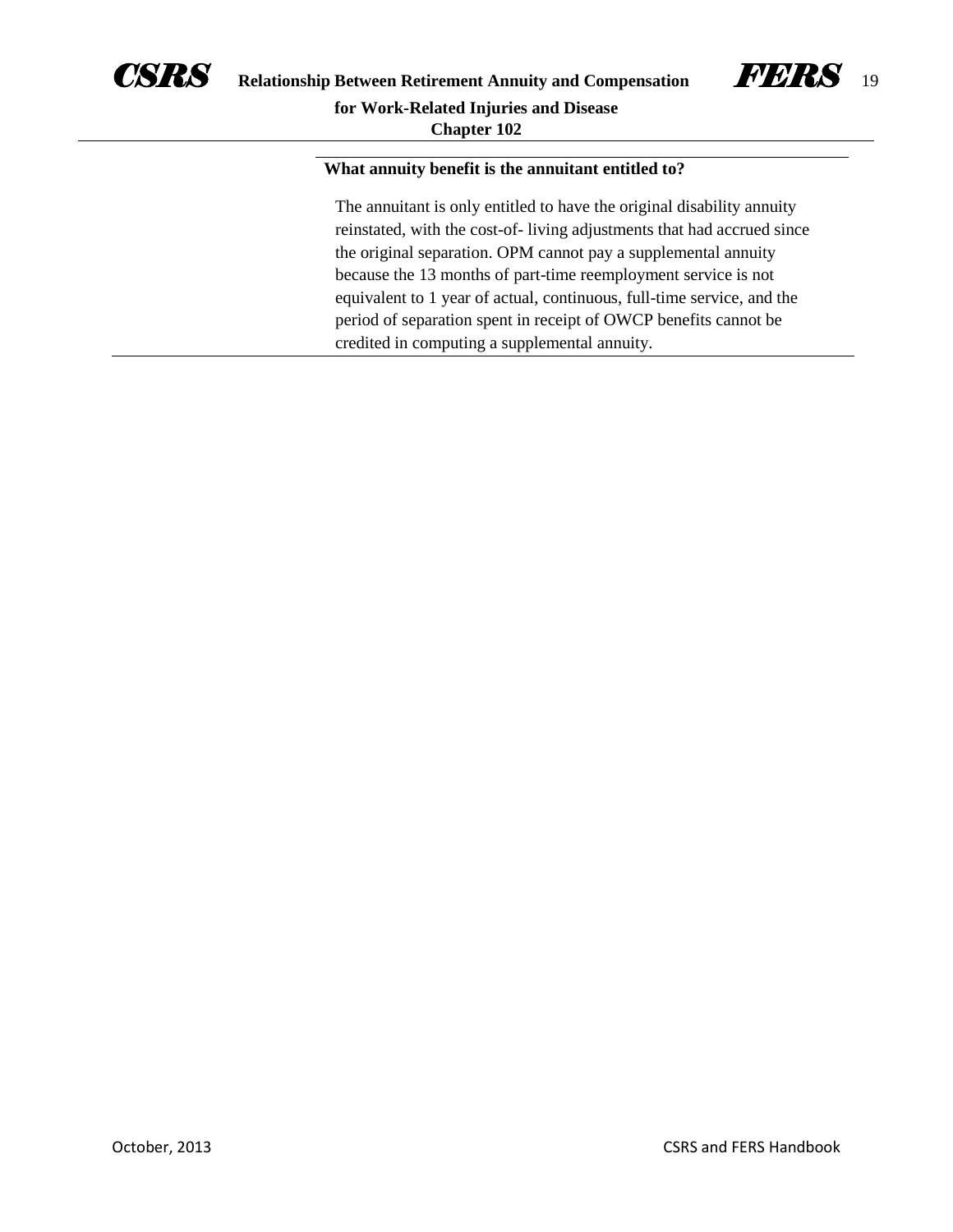**What annuity benefit is the annuitant entitled to?**

The annuitant is only entitled to have the original disability annuity reinstated, with the cost-of- living adjustments that had accrued since the original separation. OPM cannot pay a supplemental annuity because the 13 months of part-time reemployment service is not equivalent to 1 year of actual, continuous, full-time service, and the period of separation spent in receipt of OWCP benefits cannot be credited in computing a supplemental annuity.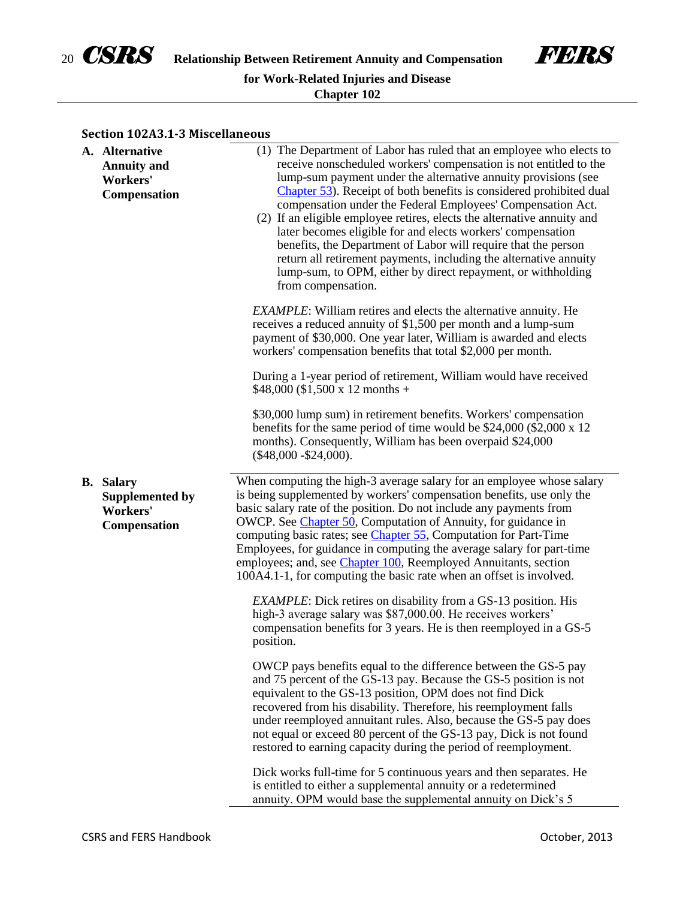### Section 102A3.1-3 Miscellaneous

**A. Alternative Annuity and Workers' Compensation**

(1) The Department of Labor has ruled that an employee who elects to receive nonscheduled workers' compensation is not entitled to the lump-sum payment under the alternative annuity provisions (see Chapter 53). Receipt of both benefits is considered prohibited dual compensation under the Federal Employees' Compensation Act.

(2) If an eligible employee retires, elects the alternative annuity and later becomes eligible for and elects workers' compensation benefits, the Department of Labor will require that the person return all retirement payments, including the alternative annuity lump-sum, to OPM, either by direct repayment, or withholding from compensation.

*EXAMPLE*: William retires and elects the alternative annuity. He receives a reduced annuity of $1,500 per month and a lump-sum payment of $30,000. One year later, William is awarded and elects workers' compensation benefits that total $2,000 per month.

During a 1-year period of retirement, William would have received $48,000 ($1,500 x 12 months +

$30,000 lump sum) in retirement benefits. Workers' compensation benefits for the same period of time would be $24,000 ($2,000 x 12 months). Consequently, William has been overpaid $24,000 ($48,000 -$24,000).

**B. Salary Supplemented by Workers' Compensation**

When computing the high-3 average salary for an employee whose salary is being supplemented by workers' compensation benefits, use only the basic salary rate of the position. Do not include any payments from OWCP. See Chapter 50, Computation of Annuity, for guidance in computing basic rates; see Chapter 55, Computation for Part-Time Employees, for guidance in computing the average salary for part-time employees; and, see Chapter 100, Reemployed Annuitants, section 100A4.1-1, for computing the basic rate when an offset is involved.

*EXAMPLE*: Dick retires on disability from a GS-13 position. His high-3 average salary was $87,000.00. He receives workers' compensation benefits for 3 years. He is then reemployed in a GS-5 position.

OWCP pays benefits equal to the difference between the GS-5 pay and 75 percent of the GS-13 pay. Because the GS-5 position is not equivalent to the GS-13 position, OPM does not find Dick recovered from his disability. Therefore, his reemployment falls under reemployed annuitant rules. Also, because the GS-5 pay does not equal or exceed 80 percent of the GS-13 pay, Dick is not found restored to earning capacity during the period of reemployment.

Dick works full-time for 5 continuous years and then separates. He is entitled to either a supplemental annuity or a redetermined annuity. OPM would base the supplemental annuity on Dick's 5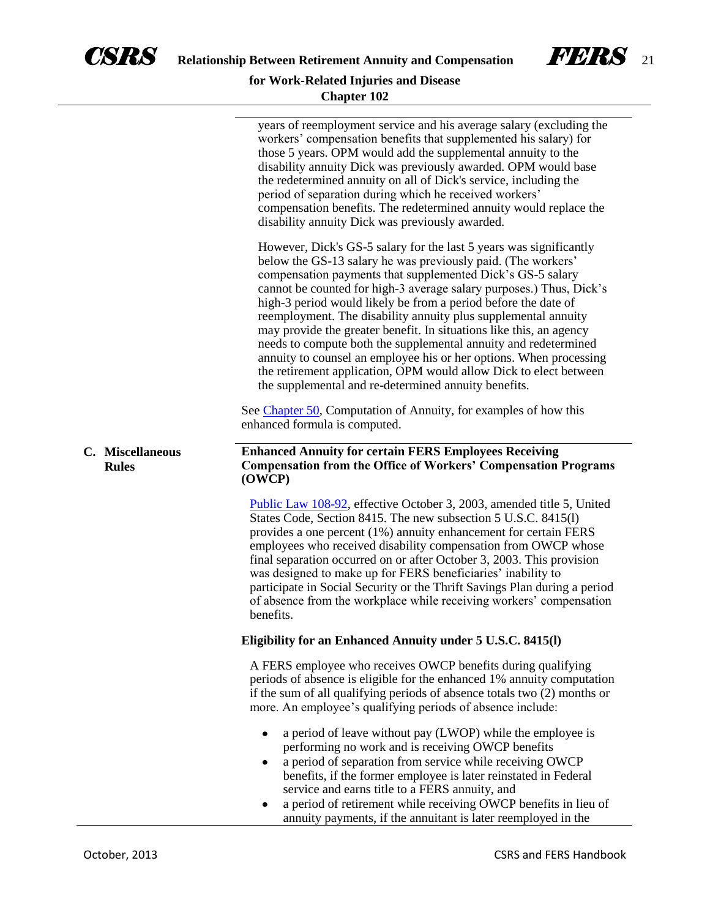years of reemployment service and his average salary (excluding the workers' compensation benefits that supplemented his salary) for those 5 years. OPM would add the supplemental annuity to the disability annuity Dick was previously awarded. OPM would base the redetermined annuity on all of Dick's service, including the period of separation during which he received workers' compensation benefits. The redetermined annuity would replace the disability annuity Dick was previously awarded.

However, Dick's GS-5 salary for the last 5 years was significantly below the GS-13 salary he was previously paid. (The workers' compensation payments that supplemented Dick's GS-5 salary cannot be counted for high-3 average salary purposes.) Thus, Dick's high-3 period would likely be from a period before the date of reemployment. The disability annuity plus supplemental annuity may provide the greater benefit. In situations like this, an agency needs to compute both the supplemental annuity and redetermined annuity to counsel an employee his or her options. When processing the retirement application, OPM would allow Dick to elect between the supplemental and re-determined annuity benefits.

See Chapter 50, Computation of Annuity, for examples of how this enhanced formula is computed.

## C. Miscellaneous Rules

### Enhanced Annuity for certain FERS Employees Receiving Compensation from the Office of Workers' Compensation Programs (OWCP)

Public Law 108-92, effective October 3, 2003, amended title 5, United States Code, Section 8415. The new subsection 5 U.S.C. 8415(l) provides a one percent (1%) annuity enhancement for certain FERS employees who received disability compensation from OWCP whose final separation occurred on or after October 3, 2003. This provision was designed to make up for FERS beneficiaries' inability to participate in Social Security or the Thrift Savings Plan during a period of absence from the workplace while receiving workers' compensation benefits.

### Eligibility for an Enhanced Annuity under 5 U.S.C. 8415(l)

A FERS employee who receives OWCP benefits during qualifying periods of absence is eligible for the enhanced 1% annuity computation if the sum of all qualifying periods of absence totals two (2) months or more. An employee's qualifying periods of absence include:

- a period of leave without pay (LWOP) while the employee is performing no work and is receiving OWCP benefits
- a period of separation from service while receiving OWCP benefits, if the former employee is later reinstated in Federal service and earns title to a FERS annuity, and
- a period of retirement while receiving OWCP benefits in lieu of annuity payments, if the annuitant is later reemployed in the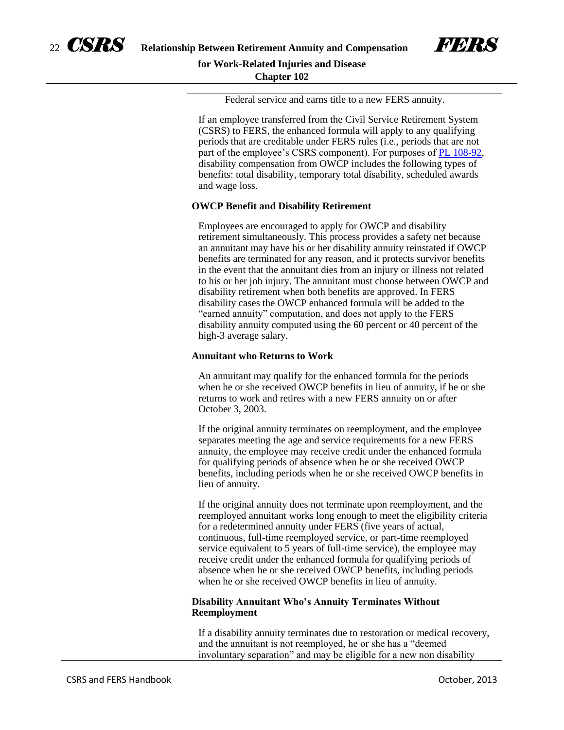Federal service and earns title to a new FERS annuity.

If an employee transferred from the Civil Service Retirement System (CSRS) to FERS, the enhanced formula will apply to any qualifying periods that are creditable under FERS rules (i.e., periods that are not part of the employee's CSRS component). For purposes of PL 108-92, disability compensation from OWCP includes the following types of benefits: total disability, temporary total disability, scheduled awards and wage loss.

### OWCP Benefit and Disability Retirement

Employees are encouraged to apply for OWCP and disability retirement simultaneously. This process provides a safety net because an annuitant may have his or her disability annuity reinstated if OWCP benefits are terminated for any reason, and it protects survivor benefits in the event that the annuitant dies from an injury or illness not related to his or her job injury. The annuitant must choose between OWCP and disability retirement when both benefits are approved. In FERS disability cases the OWCP enhanced formula will be added to the "earned annuity" computation, and does not apply to the FERS disability annuity computed using the 60 percent or 40 percent of the high-3 average salary.

### Annuitant who Returns to Work

An annuitant may qualify for the enhanced formula for the periods when he or she received OWCP benefits in lieu of annuity, if he or she returns to work and retires with a new FERS annuity on or after October 3, 2003.

If the original annuity terminates on reemployment, and the employee separates meeting the age and service requirements for a new FERS annuity, the employee may receive credit under the enhanced formula for qualifying periods of absence when he or she received OWCP benefits, including periods when he or she received OWCP benefits in lieu of annuity.

If the original annuity does not terminate upon reemployment, and the reemployed annuitant works long enough to meet the eligibility criteria for a redetermined annuity under FERS (five years of actual, continuous, full-time reemployed service, or part-time reemployed service equivalent to 5 years of full-time service), the employee may receive credit under the enhanced formula for qualifying periods of absence when he or she received OWCP benefits, including periods when he or she received OWCP benefits in lieu of annuity.

### Disability Annuitant Who's Annuity Terminates Without Reemployment

If a disability annuity terminates due to restoration or medical recovery, and the annuitant is not reemployed, he or she has a "deemed involuntary separation" and may be eligible for a new non disability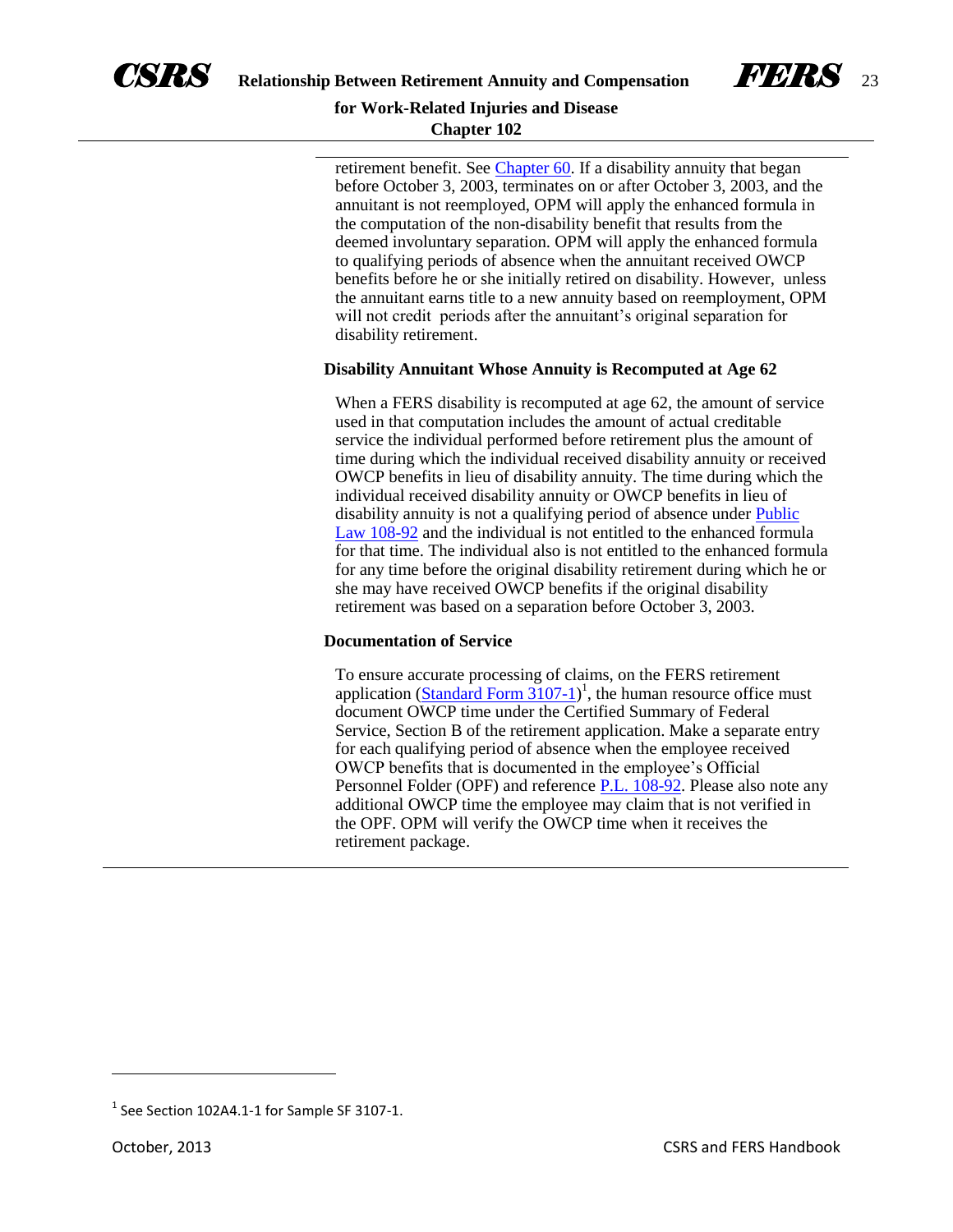retirement benefit. See Chapter 60. If a disability annuity that began before October 3, 2003, terminates on or after October 3, 2003, and the annuitant is not reemployed, OPM will apply the enhanced formula in the computation of the non-disability benefit that results from the deemed involuntary separation. OPM will apply the enhanced formula to qualifying periods of absence when the annuitant received OWCP benefits before he or she initially retired on disability. However, unless the annuitant earns title to a new annuity based on reemployment, OPM will not credit periods after the annuitant's original separation for disability retirement.

**Disability Annuitant Whose Annuity is Recomputed at Age 62**

When a FERS disability is recomputed at age 62, the amount of service used in that computation includes the amount of actual creditable service the individual performed before retirement plus the amount of time during which the individual received disability annuity or received OWCP benefits in lieu of disability annuity. The time during which the individual received disability annuity or OWCP benefits in lieu of disability annuity is not a qualifying period of absence under Public Law 108-92 and the individual is not entitled to the enhanced formula for that time. The individual also is not entitled to the enhanced formula for any time before the original disability retirement during which he or she may have received OWCP benefits if the original disability retirement was based on a separation before October 3, 2003.

**Documentation of Service**

To ensure accurate processing of claims, on the FERS retirement application (Standard Form 3107-1)[1], the human resource office must document OWCP time under the Certified Summary of Federal Service, Section B of the retirement application. Make a separate entry for each qualifying period of absence when the employee received OWCP benefits that is documented in the employee's Official Personnel Folder (OPF) and reference P.L. 108-92. Please also note any additional OWCP time the employee may claim that is not verified in the OPF. OPM will verify the OWCP time when it receives the retirement package.

---

[1] See Section 102A4.1-1 for Sample SF 3107-1.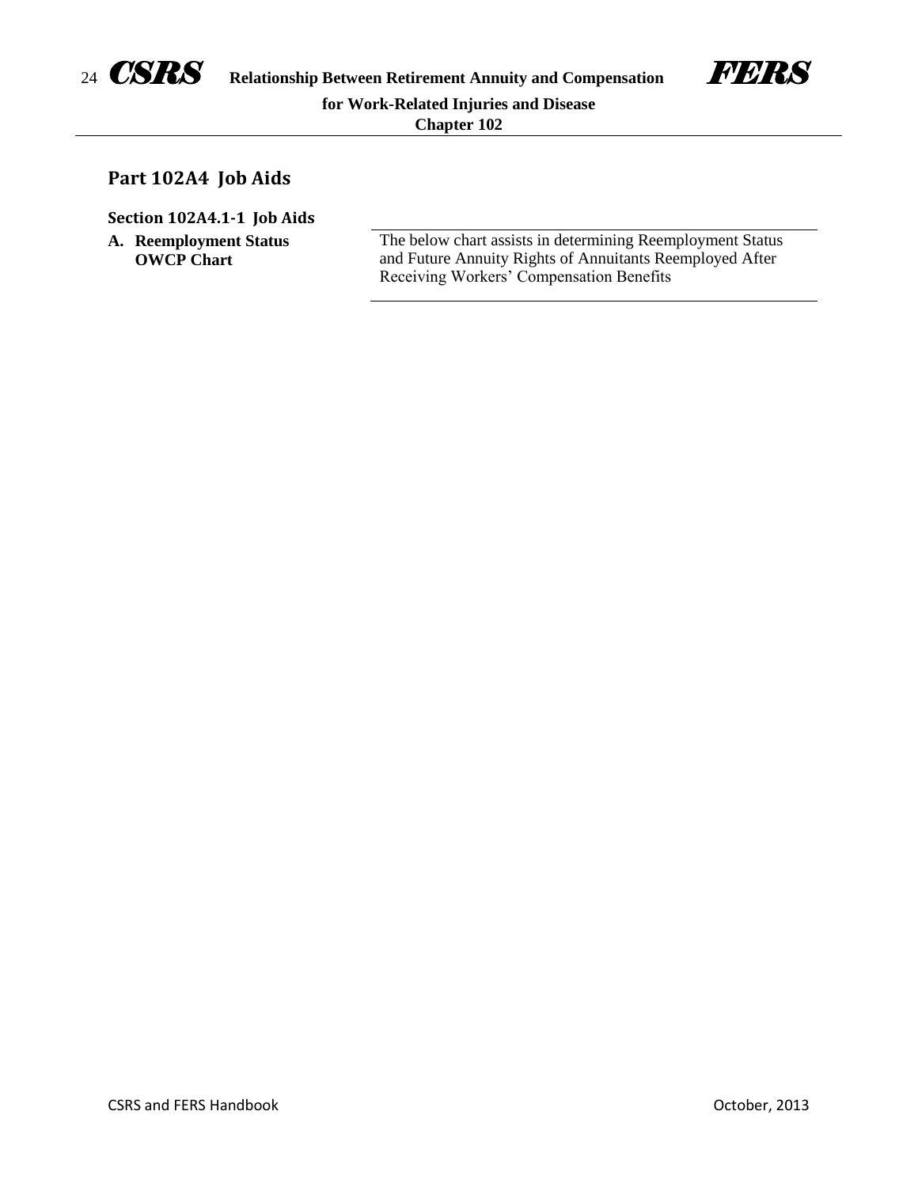## Part 102A4 Job Aids

### Section 102A4.1-1 Job Aids

**A. Reemployment Status OWCP Chart**

The below chart assists in determining Reemployment Status and Future Annuity Rights of Annuitants Reemployed After Receiving Workers' Compensation Benefits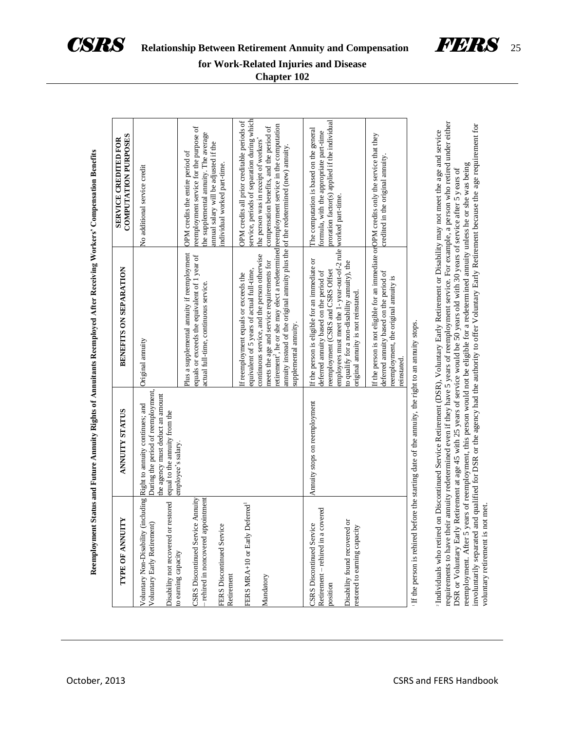## Reemployment Status and Future Annuity Rights of Annuitants Reemployed After Receiving Workers' Compensation Benefits

| TYPE OF ANNUITY | ANNUITY STATUS | BENEFITS ON SEPARATION | SERVICE CREDITED FOR COMPUTATION PURPOSES |
|---|---|---|---|
| Voluntary Non-Disability (including Voluntary Early Retirement)<br><br>Disability not recovered or restored to earning capacity<br><br>CSRS Discontinued Service Annuity – rehired in noncovered appointment<br><br>FERS Discontinued Service Retirement<br><br>FERS MRA+10 or Early Deferred[1]<br><br>Mandatory | Right to annuity continues; and During the period of reemployment, the agency must deduct an amount equal to the annuity from the employee's salary. | Original annuity | No additional service credit |
| | | Plus a supplemental annuity if reemployment equals or exceeds the equivalent of 1 year of actual full-time, continuous service. | OPM credits the entire period of reemployment service for the purpose of the supplemental annuity. The average annual salary will be adjusted if the individual worked part-time. |
| | | If reemployment equals or exceeds the equivalent of 5 years of actual full-time, continuous service, and the person otherwise meets the age and service requirements for retirement[2], he or she may elect a redetermined annuity instead of the original annuity plus the supplemental annuity. | OPM credits all prior creditable periods of service, periods of separation during which the person was in receipt of workers' compensation benefits, and the period of reemployment service in the computation of the redetermined (new) annuity. |
| CSRS Discontinued Service Retirement – rehired in a covered position<br><br>Disability found recovered or restored to earning capacity | Annuity stops on reemployment | If the person is eligible for an immediate or deferred annuity based on the period of reemployment (CSRS and CSRS Offset employees must meet the 1-year-out-of-2 rule to qualify for a non-disability annuity), the original annuity is not reinstated. | The computation is based on the general formula, with the appropriate part-time proration factor(s) applied if the individual worked part-time. |
| | | If the person is not eligible for an immediate or deferred annuity based on the period of reemployment, the original annuity is reinstated. | OPM credits only the service that they credited in the original annuity. |

[1] If the person is rehired before the starting date of the annuity, the right to an annuity stops.

[2] Individuals who retired on Discontinued Service Retirement (DSR), Voluntary Early Retirement or Disability may not meet the age and service requirements to have their annuity redetermined even if they have 5 years of reemployment service. For example, a person who retired under either DSR or Voluntary Early Retirement at age 45 with 25 years of service would be 50 years old with 30 years of service after 5 years of reemployment. After 5 years of reemployment, this person would not be eligible for a redetermined annuity unless he or she was being involuntarily separated and qualified for DSR or the agency had the authority to offer Voluntary Early Retirement because the age requirement for voluntary retirement is not met.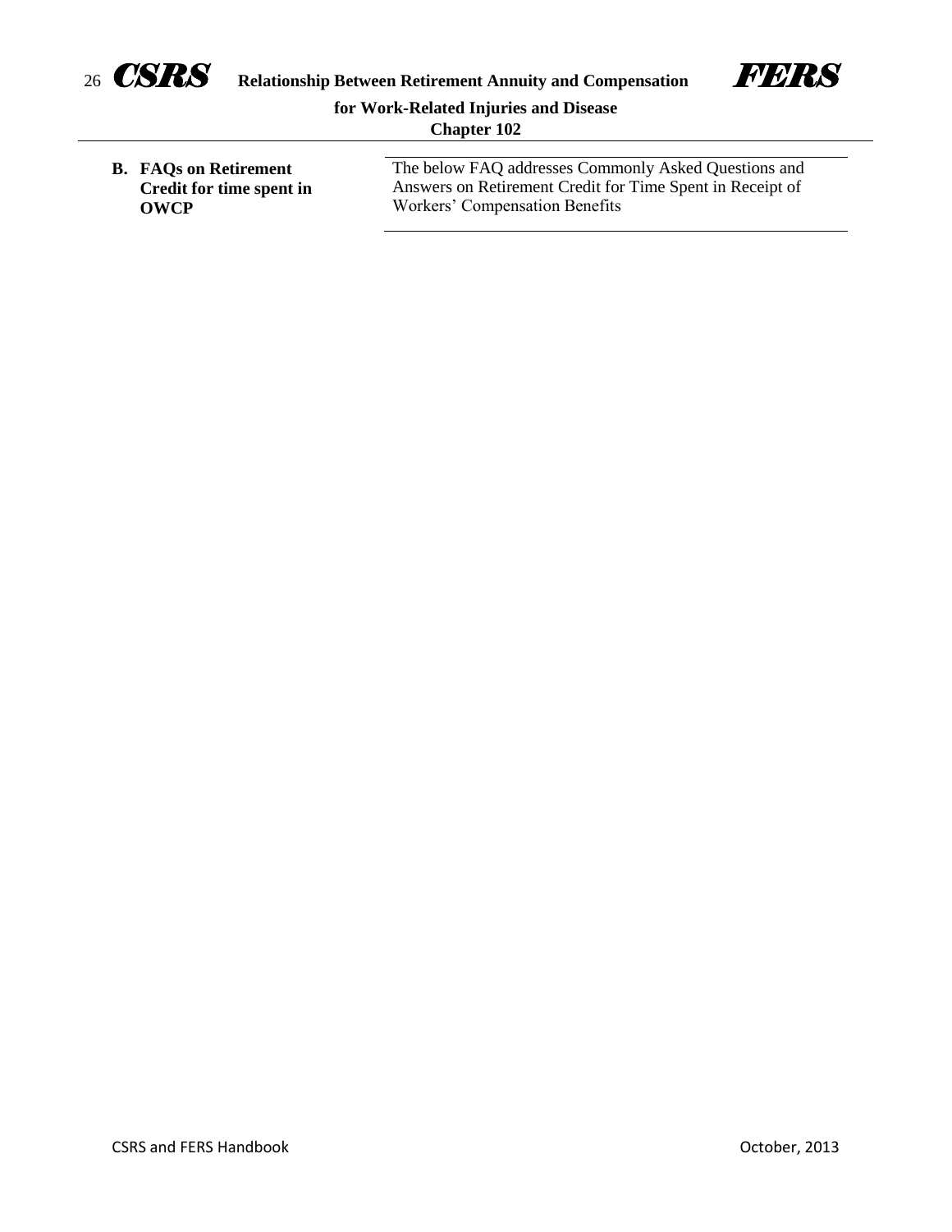**B. FAQs on Retirement Credit for time spent in OWCP**

The below FAQ addresses Commonly Asked Questions and Answers on Retirement Credit for Time Spent in Receipt of Workers' Compensation Benefits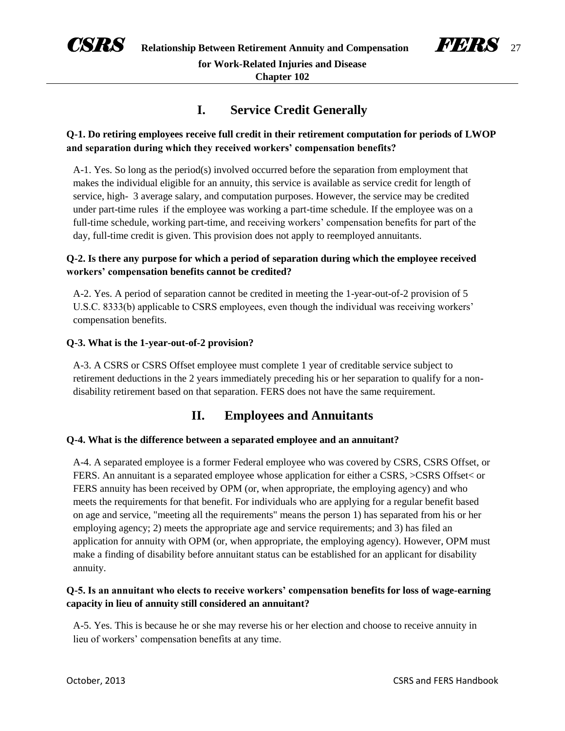## I. Service Credit Generally

**Q-1. Do retiring employees receive full credit in their retirement computation for periods of LWOP and separation during which they received workers' compensation benefits?**

A-1. Yes. So long as the period(s) involved occurred before the separation from employment that makes the individual eligible for an annuity, this service is available as service credit for length of service, high- 3 average salary, and computation purposes. However, the service may be credited under part-time rules if the employee was working a part-time schedule. If the employee was on a full-time schedule, working part-time, and receiving workers' compensation benefits for part of the day, full-time credit is given. This provision does not apply to reemployed annuitants.

**Q-2. Is there any purpose for which a period of separation during which the employee received workers' compensation benefits cannot be credited?**

A-2. Yes. A period of separation cannot be credited in meeting the 1-year-out-of-2 provision of 5 U.S.C. 8333(b) applicable to CSRS employees, even though the individual was receiving workers' compensation benefits.

**Q-3. What is the 1-year-out-of-2 provision?**

A-3. A CSRS or CSRS Offset employee must complete 1 year of creditable service subject to retirement deductions in the 2 years immediately preceding his or her separation to qualify for a non-disability retirement based on that separation. FERS does not have the same requirement.

## II. Employees and Annuitants

**Q-4. What is the difference between a separated employee and an annuitant?**

A-4. A separated employee is a former Federal employee who was covered by CSRS, CSRS Offset, or FERS. An annuitant is a separated employee whose application for either a CSRS, >CSRS Offset< or FERS annuity has been received by OPM (or, when appropriate, the employing agency) and who meets the requirements for that benefit. For individuals who are applying for a regular benefit based on age and service, "meeting all the requirements" means the person 1) has separated from his or her employing agency; 2) meets the appropriate age and service requirements; and 3) has filed an application for annuity with OPM (or, when appropriate, the employing agency). However, OPM must make a finding of disability before annuitant status can be established for an applicant for disability annuity.

**Q-5. Is an annuitant who elects to receive workers' compensation benefits for loss of wage-earning capacity in lieu of annuity still considered an annuitant?**

A-5. Yes. This is because he or she may reverse his or her election and choose to receive annuity in lieu of workers' compensation benefits at any time.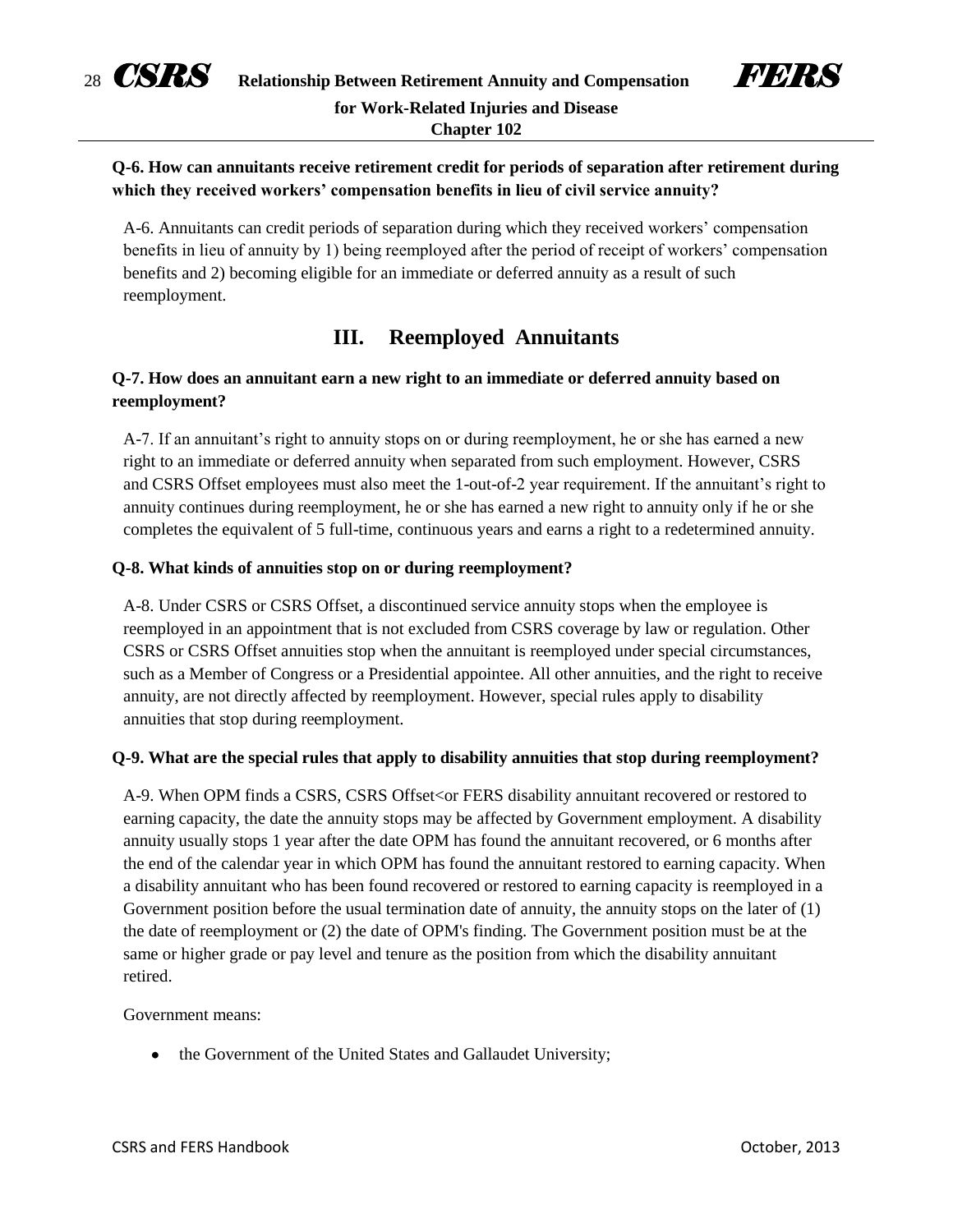**Q-6. How can annuitants receive retirement credit for periods of separation after retirement during which they received workers' compensation benefits in lieu of civil service annuity?**

A-6. Annuitants can credit periods of separation during which they received workers' compensation benefits in lieu of annuity by 1) being reemployed after the period of receipt of workers' compensation benefits and 2) becoming eligible for an immediate or deferred annuity as a result of such reemployment.

## III. Reemployed Annuitants

**Q-7. How does an annuitant earn a new right to an immediate or deferred annuity based on reemployment?**

A-7. If an annuitant's right to annuity stops on or during reemployment, he or she has earned a new right to an immediate or deferred annuity when separated from such employment. However, CSRS and CSRS Offset employees must also meet the 1-out-of-2 year requirement. If the annuitant's right to annuity continues during reemployment, he or she has earned a new right to annuity only if he or she completes the equivalent of 5 full-time, continuous years and earns a right to a redetermined annuity.

**Q-8. What kinds of annuities stop on or during reemployment?**

A-8. Under CSRS or CSRS Offset, a discontinued service annuity stops when the employee is reemployed in an appointment that is not excluded from CSRS coverage by law or regulation. Other CSRS or CSRS Offset annuities stop when the annuitant is reemployed under special circumstances, such as a Member of Congress or a Presidential appointee. All other annuities, and the right to receive annuity, are not directly affected by reemployment. However, special rules apply to disability annuities that stop during reemployment.

**Q-9. What are the special rules that apply to disability annuities that stop during reemployment?**

A-9. When OPM finds a CSRS, CSRS Offset<or FERS disability annuitant recovered or restored to earning capacity, the date the annuity stops may be affected by Government employment. A disability annuity usually stops 1 year after the date OPM has found the annuitant recovered, or 6 months after the end of the calendar year in which OPM has found the annuitant restored to earning capacity. When a disability annuitant who has been found recovered or restored to earning capacity is reemployed in a Government position before the usual termination date of annuity, the annuity stops on the later of (1) the date of reemployment or (2) the date of OPM's finding. The Government position must be at the same or higher grade or pay level and tenure as the position from which the disability annuitant retired.

Government means:

- the Government of the United States and Gallaudet University;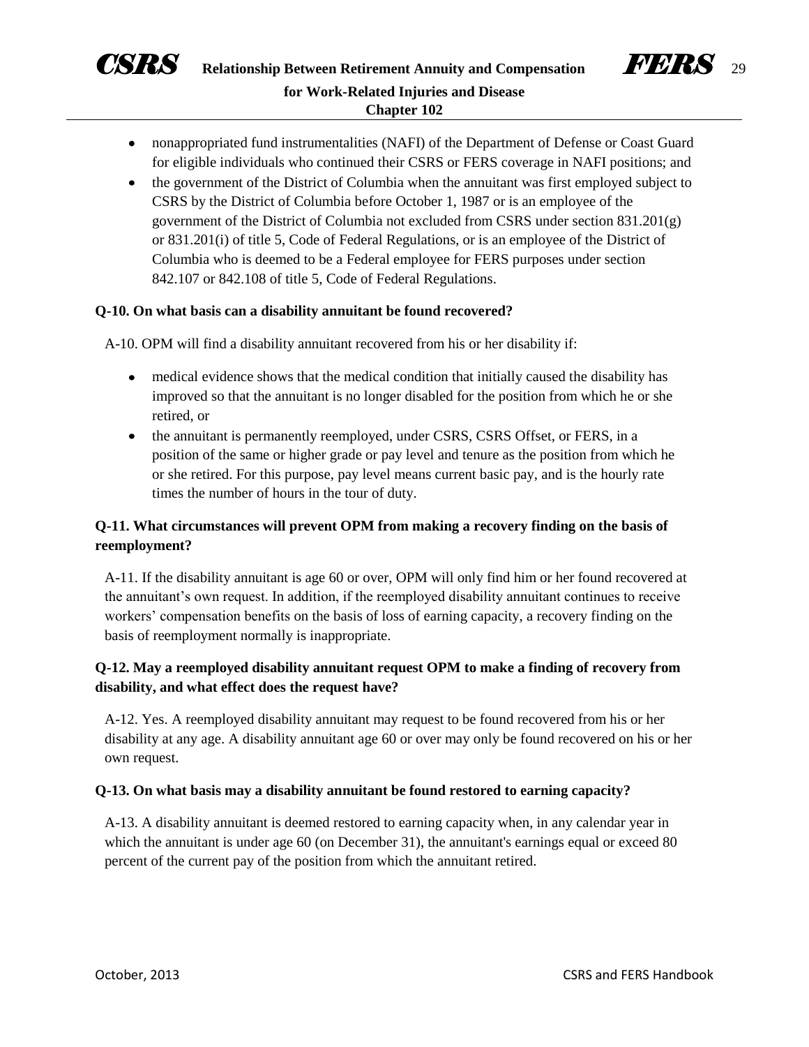- nonappropriated fund instrumentalities (NAFI) of the Department of Defense or Coast Guard for eligible individuals who continued their CSRS or FERS coverage in NAFI positions; and
- the government of the District of Columbia when the annuitant was first employed subject to CSRS by the District of Columbia before October 1, 1987 or is an employee of the government of the District of Columbia not excluded from CSRS under section 831.201(g) or 831.201(i) of title 5, Code of Federal Regulations, or is an employee of the District of Columbia who is deemed to be a Federal employee for FERS purposes under section 842.107 or 842.108 of title 5, Code of Federal Regulations.

**Q-10. On what basis can a disability annuitant be found recovered?**

A-10. OPM will find a disability annuitant recovered from his or her disability if:

- medical evidence shows that the medical condition that initially caused the disability has improved so that the annuitant is no longer disabled for the position from which he or she retired, or
- the annuitant is permanently reemployed, under CSRS, CSRS Offset, or FERS, in a position of the same or higher grade or pay level and tenure as the position from which he or she retired. For this purpose, pay level means current basic pay, and is the hourly rate times the number of hours in the tour of duty.

**Q-11. What circumstances will prevent OPM from making a recovery finding on the basis of reemployment?**

A-11. If the disability annuitant is age 60 or over, OPM will only find him or her found recovered at the annuitant's own request. In addition, if the reemployed disability annuitant continues to receive workers' compensation benefits on the basis of loss of earning capacity, a recovery finding on the basis of reemployment normally is inappropriate.

**Q-12. May a reemployed disability annuitant request OPM to make a finding of recovery from disability, and what effect does the request have?**

A-12. Yes. A reemployed disability annuitant may request to be found recovered from his or her disability at any age. A disability annuitant age 60 or over may only be found recovered on his or her own request.

**Q-13. On what basis may a disability annuitant be found restored to earning capacity?**

A-13. A disability annuitant is deemed restored to earning capacity when, in any calendar year in which the annuitant is under age 60 (on December 31), the annuitant's earnings equal or exceed 80 percent of the current pay of the position from which the annuitant retired.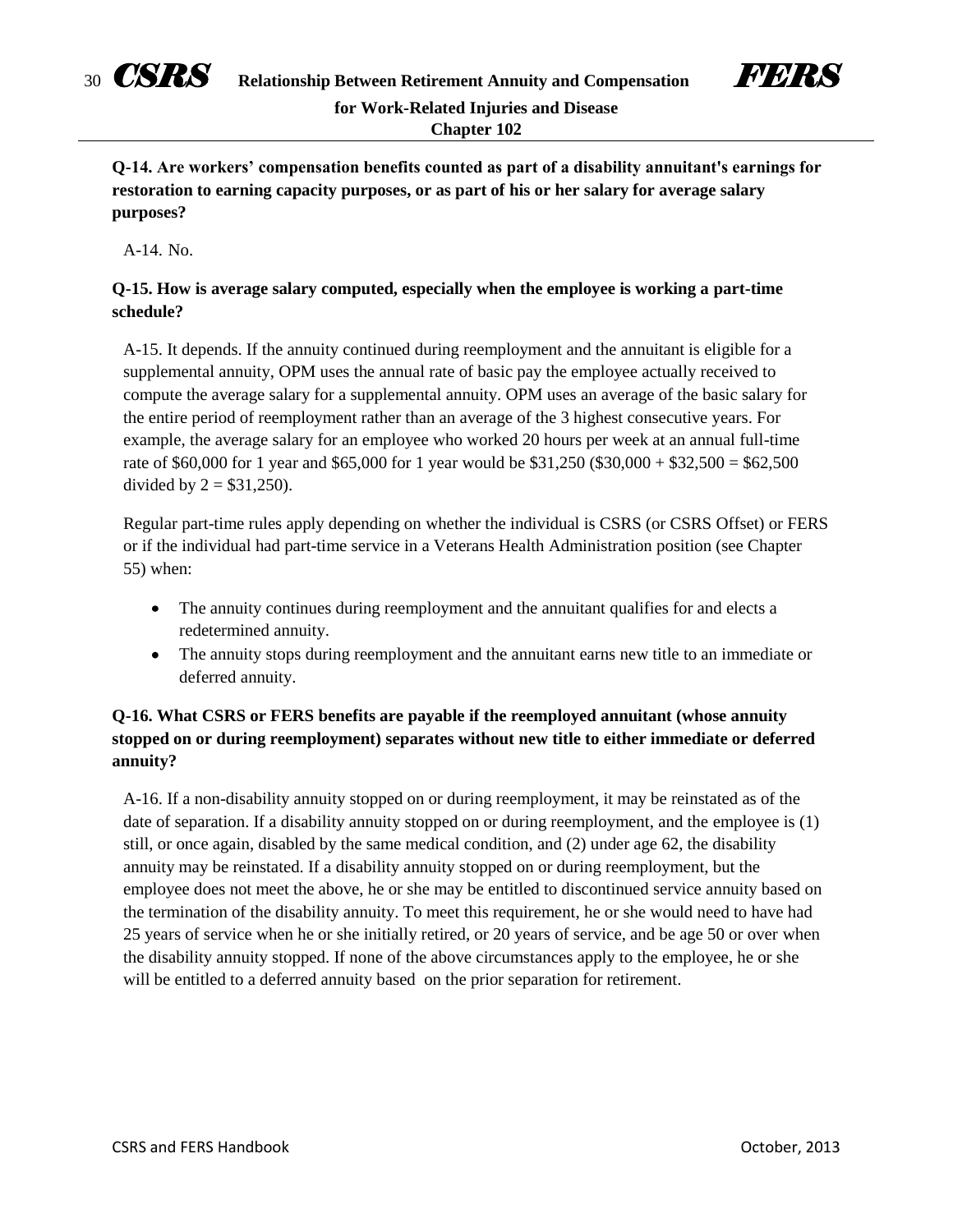**Q-14. Are workers' compensation benefits counted as part of a disability annuitant's earnings for restoration to earning capacity purposes, or as part of his or her salary for average salary purposes?**

A-14. No.

**Q-15. How is average salary computed, especially when the employee is working a part-time schedule?**

A-15. It depends. If the annuity continued during reemployment and the annuitant is eligible for a supplemental annuity, OPM uses the annual rate of basic pay the employee actually received to compute the average salary for a supplemental annuity. OPM uses an average of the basic salary for the entire period of reemployment rather than an average of the 3 highest consecutive years. For example, the average salary for an employee who worked 20 hours per week at an annual full-time rate of $60,000 for 1 year and $65,000 for 1 year would be $31,250 ($30,000 + $32,500 = $62,500 divided by 2 = $31,250).

Regular part-time rules apply depending on whether the individual is CSRS (or CSRS Offset) or FERS or if the individual had part-time service in a Veterans Health Administration position (see Chapter 55) when:

- The annuity continues during reemployment and the annuitant qualifies for and elects a redetermined annuity.
- The annuity stops during reemployment and the annuitant earns new title to an immediate or deferred annuity.

**Q-16. What CSRS or FERS benefits are payable if the reemployed annuitant (whose annuity stopped on or during reemployment) separates without new title to either immediate or deferred annuity?**

A-16. If a non-disability annuity stopped on or during reemployment, it may be reinstated as of the date of separation. If a disability annuity stopped on or during reemployment, and the employee is (1) still, or once again, disabled by the same medical condition, and (2) under age 62, the disability annuity may be reinstated. If a disability annuity stopped on or during reemployment, but the employee does not meet the above, he or she may be entitled to discontinued service annuity based on the termination of the disability annuity. To meet this requirement, he or she would need to have had 25 years of service when he or she initially retired, or 20 years of service, and be age 50 or over when the disability annuity stopped. If none of the above circumstances apply to the employee, he or she will be entitled to a deferred annuity based on the prior separation for retirement.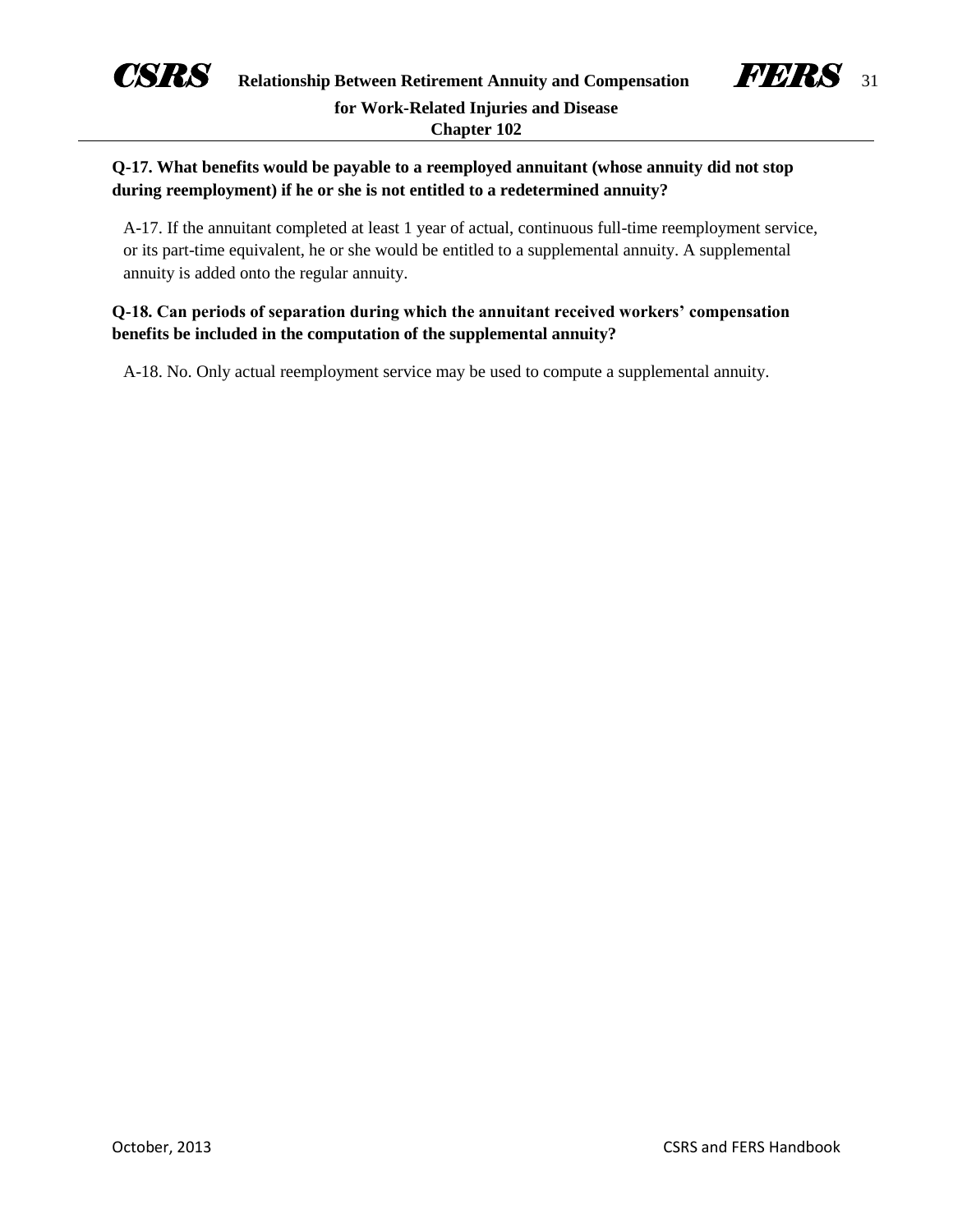**Q-17. What benefits would be payable to a reemployed annuitant (whose annuity did not stop during reemployment) if he or she is not entitled to a redetermined annuity?**

A-17. If the annuitant completed at least 1 year of actual, continuous full-time reemployment service, or its part-time equivalent, he or she would be entitled to a supplemental annuity. A supplemental annuity is added onto the regular annuity.

**Q-18. Can periods of separation during which the annuitant received workers' compensation benefits be included in the computation of the supplemental annuity?**

A-18. No. Only actual reemployment service may be used to compute a supplemental annuity.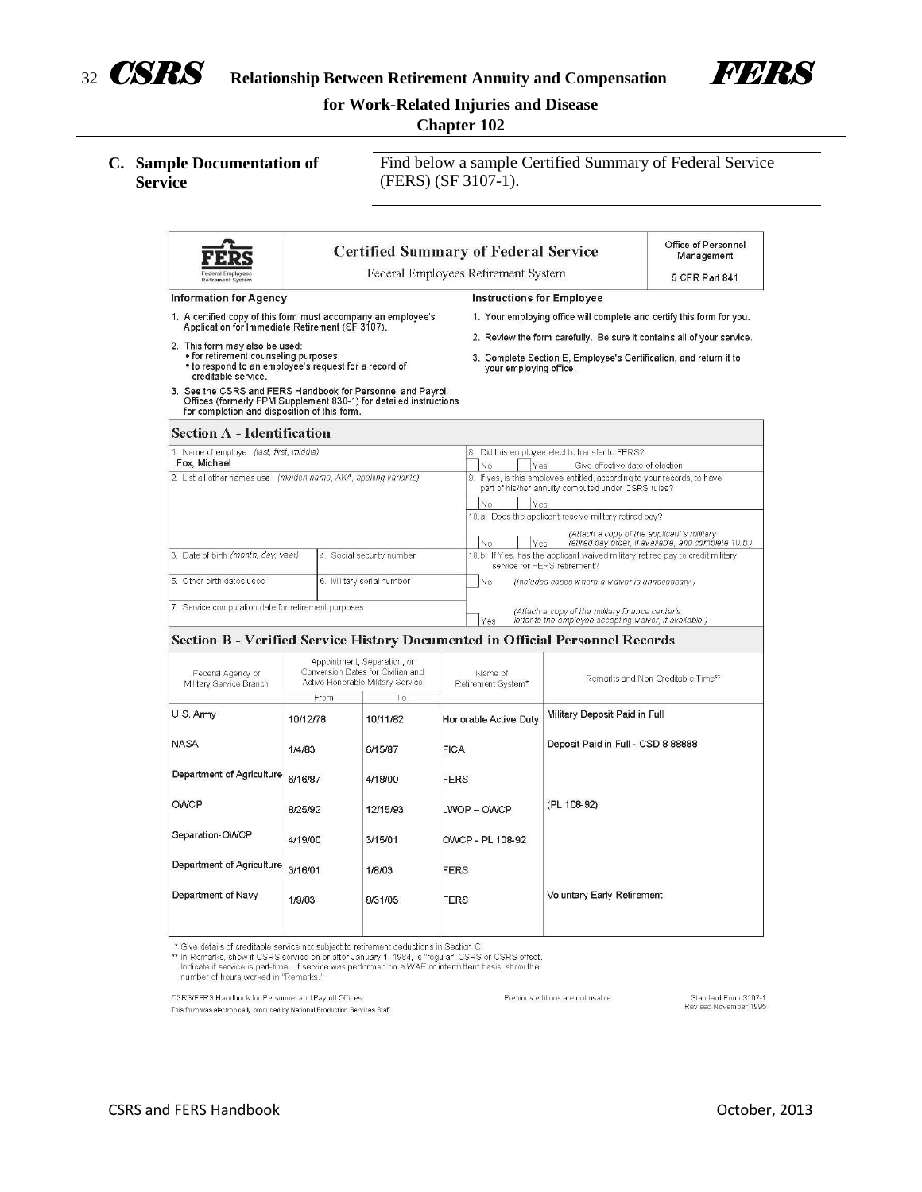## C. Sample Documentation of Service

Find below a sample Certified Summary of Federal Service (FERS) (SF 3107-1).

**FERS** Federal Employees Retirement System

**Certified Summary of Federal Service**
Federal Employees Retirement System

Office of Personnel Management
5 CFR Part 841

**Information for Agency**

1. A certified copy of this form must accompany an employee's Application for Immediate Retirement (SF 3107).
2. This form may also be used:
   - for retirement counseling purposes
   - to respond to an employee's request for a record of creditable service.
3. See the CSRS and FERS Handbook for Personnel and Payroll Offices (formerly FPM Supplement 830-1) for detailed instructions for completion and disposition of this form.

**Instructions for Employee**

1. Your employing office will complete and certify this form for you.
2. Review the form carefully. Be sure it contains all of your service.
3. Complete Section E, Employee's Certification, and return it to your employing office.

### Section A - Identification

1. Name of employe *(last, first, middle)*
   Fox, Michael
2. List all other names used *(maiden name, AKA, spelling variants)*
3. Date of birth *(month, day, year)*
4. Social security number
5. Other birth dates used
6. Military serial number
7. Service computation date for retirement purposes
8. Did this employee elect to transfer to FERS?
   No / Yes — Give effective date of election
9. If yes, is this employee entitled, according to your records, to have part of his/her annuity computed under CSRS rules?
   No / Yes

10.a. Does the applicant receive military retired pay?
   No / Yes *(Attach a copy of the applicant's military retired pay order, if available, and complete 10.b.)*

10.b. If Yes, has the applicant waived military retired pay to credit military service for FERS retirement?
   No *(Includes cases where a waiver is unnecessary.)*
   Yes *(Attach a copy of the military finance center's letter to the employee accepting waiver, if available.)*

### Section B - Verified Service History Documented in Official Personnel Records

| Federal Agency or Military Service Branch | Appointment, Separation, or Conversion Dates for Civilian and Active Honorable Military Service From | To | Name of Retirement System* | Remarks and Non-Creditable Time** |
|---|---|---|---|---|
| U.S. Army | 10/12/78 | 10/11/82 | Honorable Active Duty | Military Deposit Paid in Full |
| NASA | 1/4/83 | 6/15/87 | FICA | Deposit Paid in Full - CSD 8 88888 |
| Department of Agriculture | 6/16/87 | 4/18/00 | FERS | |
| OWCP | 8/25/92 | 12/15/93 | LWOP – OWCP | (PL 108-92) |
| Separation-OWCP | 4/19/00 | 3/15/01 | OWCP - PL 108-92 | |
| Department of Agriculture | 3/16/01 | 1/8/03 | FERS | |
| Department of Navy | 1/9/03 | 8/31/05 | FERS | Voluntary Early Retirement |

\* Give details of creditable service not subject to retirement deductions in Section C.
\*\* In Remarks, show if CSRS service on or after January 1, 1984, is "regular" CSRS or CSRS offset. Indicate if service is part-time. If service was performed on a WAE or intermittent basis, show the number of hours worked in "Remarks."

CSRS/FERS Handbook for Personnel and Payroll Offices
This form was electronically produced by National Production Services Staff

Previous editions are not usable

Standard Form 3107-1
Revised November 1995